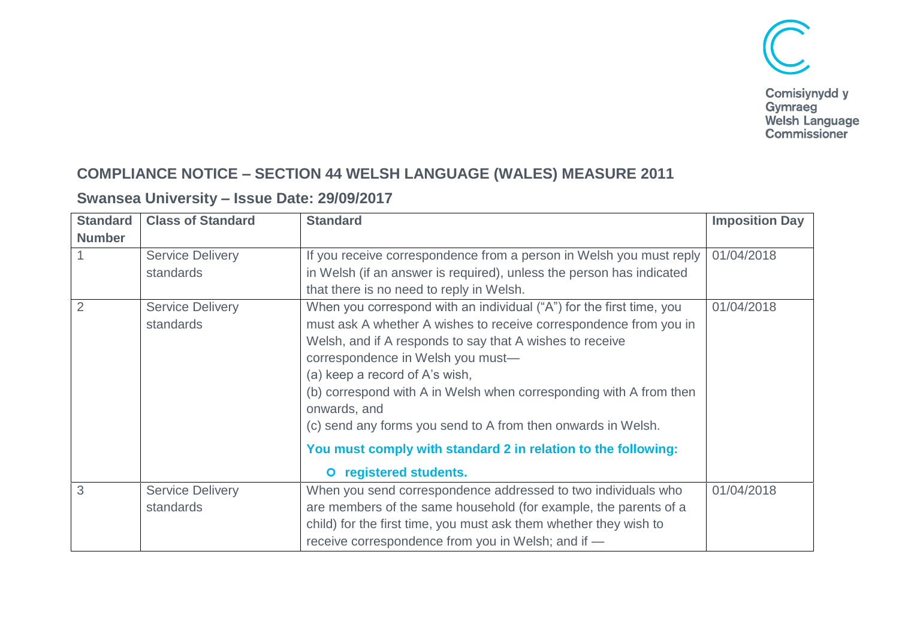Comisiynydd y Gymraeg
Welsh Language Commissioner

## COMPLIANCE NOTICE – SECTION 44 WELSH LANGUAGE (WALES) MEASURE 2011

### Swansea University – Issue Date: 29/09/2017

| Standard Number | Class of Standard | Standard | Imposition Day |
|---|---|---|---|
| 1 | Service Delivery standards | If you receive correspondence from a person in Welsh you must reply in Welsh (if an answer is required), unless the person has indicated that there is no need to reply in Welsh. | 01/04/2018 |
| 2 | Service Delivery standards | When you correspond with an individual ("A") for the first time, you must ask A whether A wishes to receive correspondence from you in Welsh, and if A responds to say that A wishes to receive correspondence in Welsh you must— (a) keep a record of A's wish, (b) correspond with A in Welsh when corresponding with A from then onwards, and (c) send any forms you send to A from then onwards in Welsh. **You must comply with standard 2 in relation to the following:** ○ **registered students.** | 01/04/2018 |
| 3 | Service Delivery standards | When you send correspondence addressed to two individuals who are members of the same household (for example, the parents of a child) for the first time, you must ask them whether they wish to receive correspondence from you in Welsh; and if — | 01/04/2018 |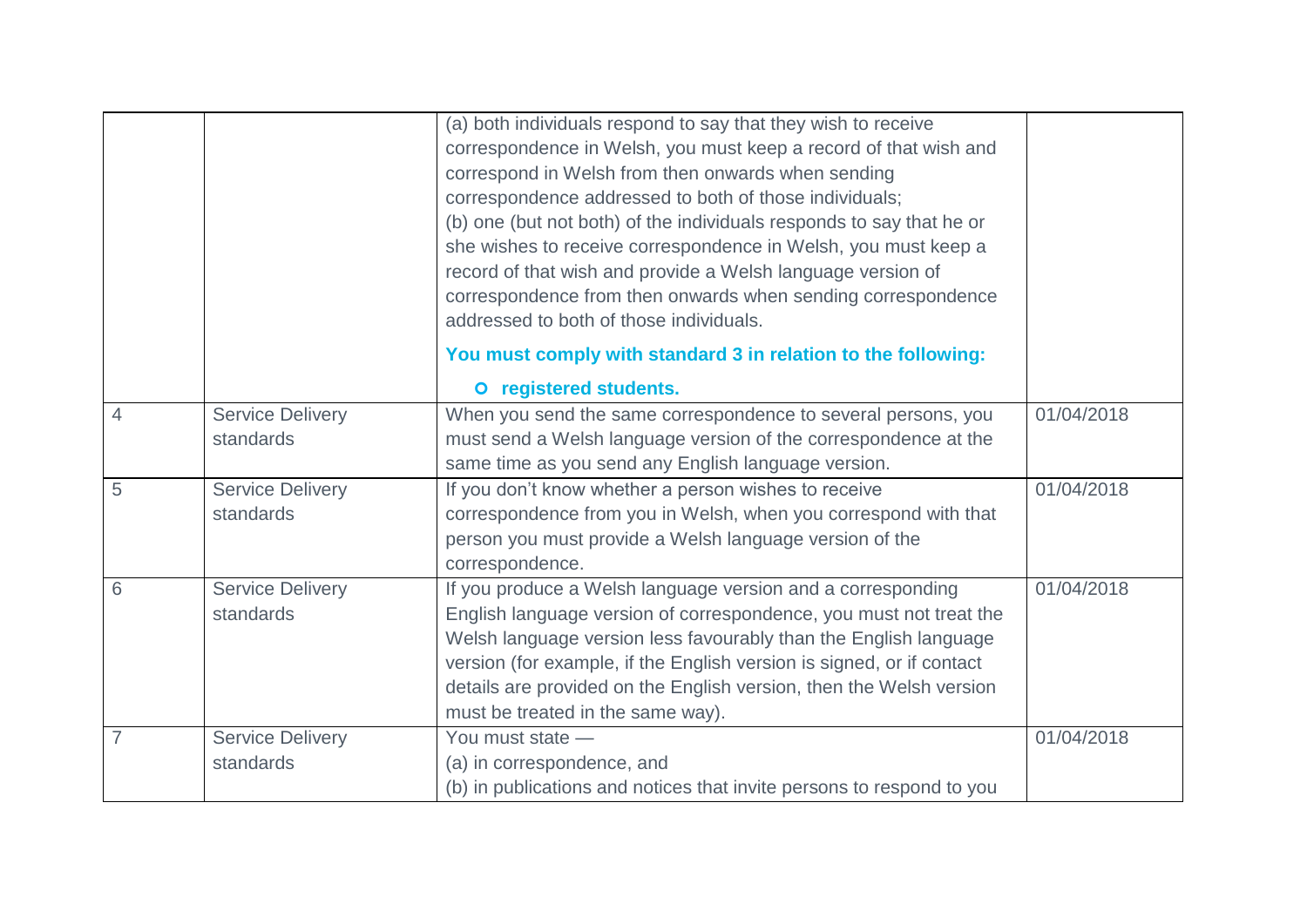| | | | |
|---|---|---|---|
| | | (a) both individuals respond to say that they wish to receive correspondence in Welsh, you must keep a record of that wish and correspond in Welsh from then onwards when sending correspondence addressed to both of those individuals;<br>(b) one (but not both) of the individuals responds to say that he or she wishes to receive correspondence in Welsh, you must keep a record of that wish and provide a Welsh language version of correspondence from then onwards when sending correspondence addressed to both of those individuals.<br>**You must comply with standard 3 in relation to the following:**<br>- **registered students.** | |
| 4 | Service Delivery standards | When you send the same correspondence to several persons, you must send a Welsh language version of the correspondence at the same time as you send any English language version. | 01/04/2018 |
| 5 | Service Delivery standards | If you don't know whether a person wishes to receive correspondence from you in Welsh, when you correspond with that person you must provide a Welsh language version of the correspondence. | 01/04/2018 |
| 6 | Service Delivery standards | If you produce a Welsh language version and a corresponding English language version of correspondence, you must not treat the Welsh language version less favourably than the English language version (for example, if the English version is signed, or if contact details are provided on the English version, then the Welsh version must be treated in the same way). | 01/04/2018 |
| 7 | Service Delivery standards | You must state —<br>(a) in correspondence, and<br>(b) in publications and notices that invite persons to respond to you | 01/04/2018 |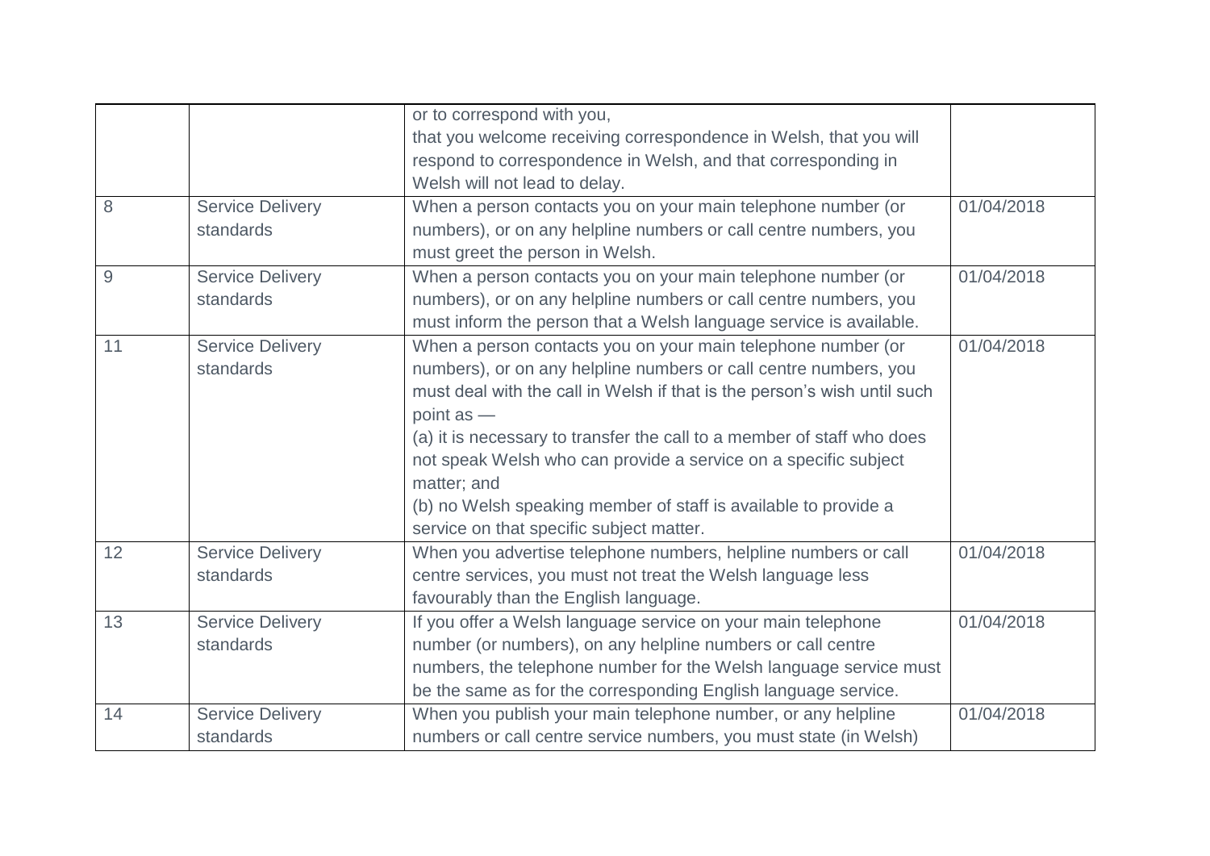|  |  |  |  |
|---|---|---|---|
|  |  | or to correspond with you, that you welcome receiving correspondence in Welsh, that you will respond to correspondence in Welsh, and that corresponding in Welsh will not lead to delay. |  |
| 8 | Service Delivery standards | When a person contacts you on your main telephone number (or numbers), or on any helpline numbers or call centre numbers, you must greet the person in Welsh. | 01/04/2018 |
| 9 | Service Delivery standards | When a person contacts you on your main telephone number (or numbers), or on any helpline numbers or call centre numbers, you must inform the person that a Welsh language service is available. | 01/04/2018 |
| 11 | Service Delivery standards | When a person contacts you on your main telephone number (or numbers), or on any helpline numbers or call centre numbers, you must deal with the call in Welsh if that is the person's wish until such point as — (a) it is necessary to transfer the call to a member of staff who does not speak Welsh who can provide a service on a specific subject matter; and (b) no Welsh speaking member of staff is available to provide a service on that specific subject matter. | 01/04/2018 |
| 12 | Service Delivery standards | When you advertise telephone numbers, helpline numbers or call centre services, you must not treat the Welsh language less favourably than the English language. | 01/04/2018 |
| 13 | Service Delivery standards | If you offer a Welsh language service on your main telephone number (or numbers), on any helpline numbers or call centre numbers, the telephone number for the Welsh language service must be the same as for the corresponding English language service. | 01/04/2018 |
| 14 | Service Delivery standards | When you publish your main telephone number, or any helpline numbers or call centre service numbers, you must state (in Welsh) | 01/04/2018 |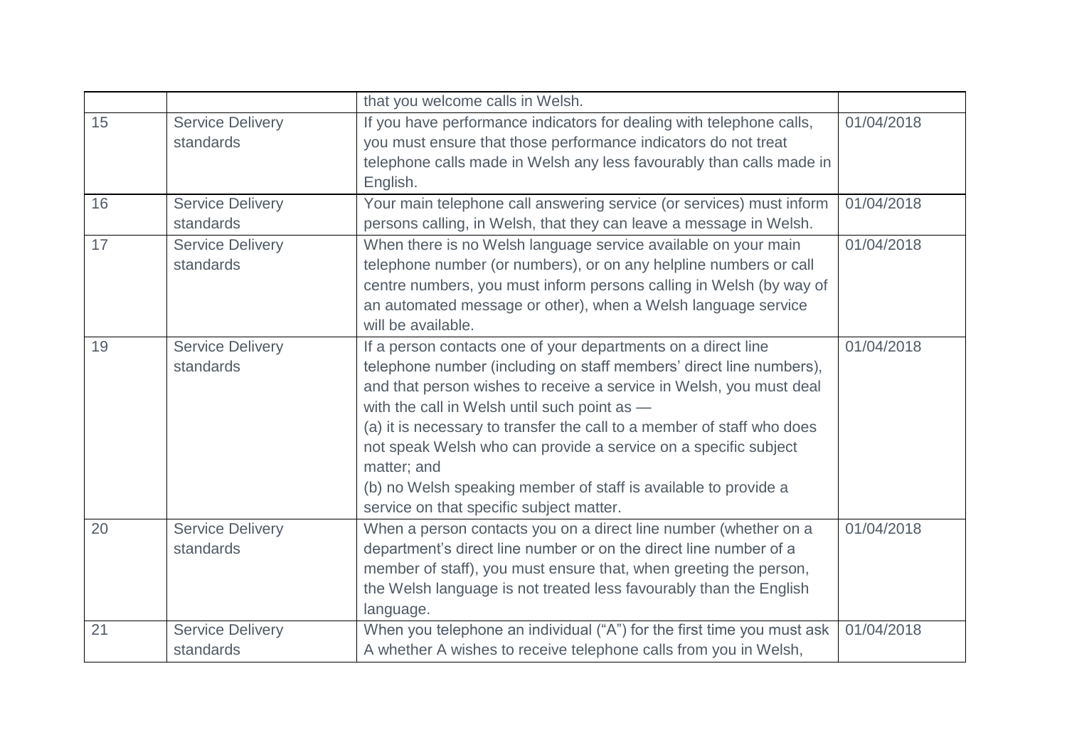| | | | |
|---|---|---|---|
| | | that you welcome calls in Welsh. | |
| 15 | Service Delivery standards | If you have performance indicators for dealing with telephone calls, you must ensure that those performance indicators do not treat telephone calls made in Welsh any less favourably than calls made in English. | 01/04/2018 |
| 16 | Service Delivery standards | Your main telephone call answering service (or services) must inform persons calling, in Welsh, that they can leave a message in Welsh. | 01/04/2018 |
| 17 | Service Delivery standards | When there is no Welsh language service available on your main telephone number (or numbers), or on any helpline numbers or call centre numbers, you must inform persons calling in Welsh (by way of an automated message or other), when a Welsh language service will be available. | 01/04/2018 |
| 19 | Service Delivery standards | If a person contacts one of your departments on a direct line telephone number (including on staff members' direct line numbers), and that person wishes to receive a service in Welsh, you must deal with the call in Welsh until such point as —<br>(a) it is necessary to transfer the call to a member of staff who does not speak Welsh who can provide a service on a specific subject matter; and<br>(b) no Welsh speaking member of staff is available to provide a service on that specific subject matter. | 01/04/2018 |
| 20 | Service Delivery standards | When a person contacts you on a direct line number (whether on a department's direct line number or on the direct line number of a member of staff), you must ensure that, when greeting the person, the Welsh language is not treated less favourably than the English language. | 01/04/2018 |
| 21 | Service Delivery standards | When you telephone an individual ("A") for the first time you must ask A whether A wishes to receive telephone calls from you in Welsh, | 01/04/2018 |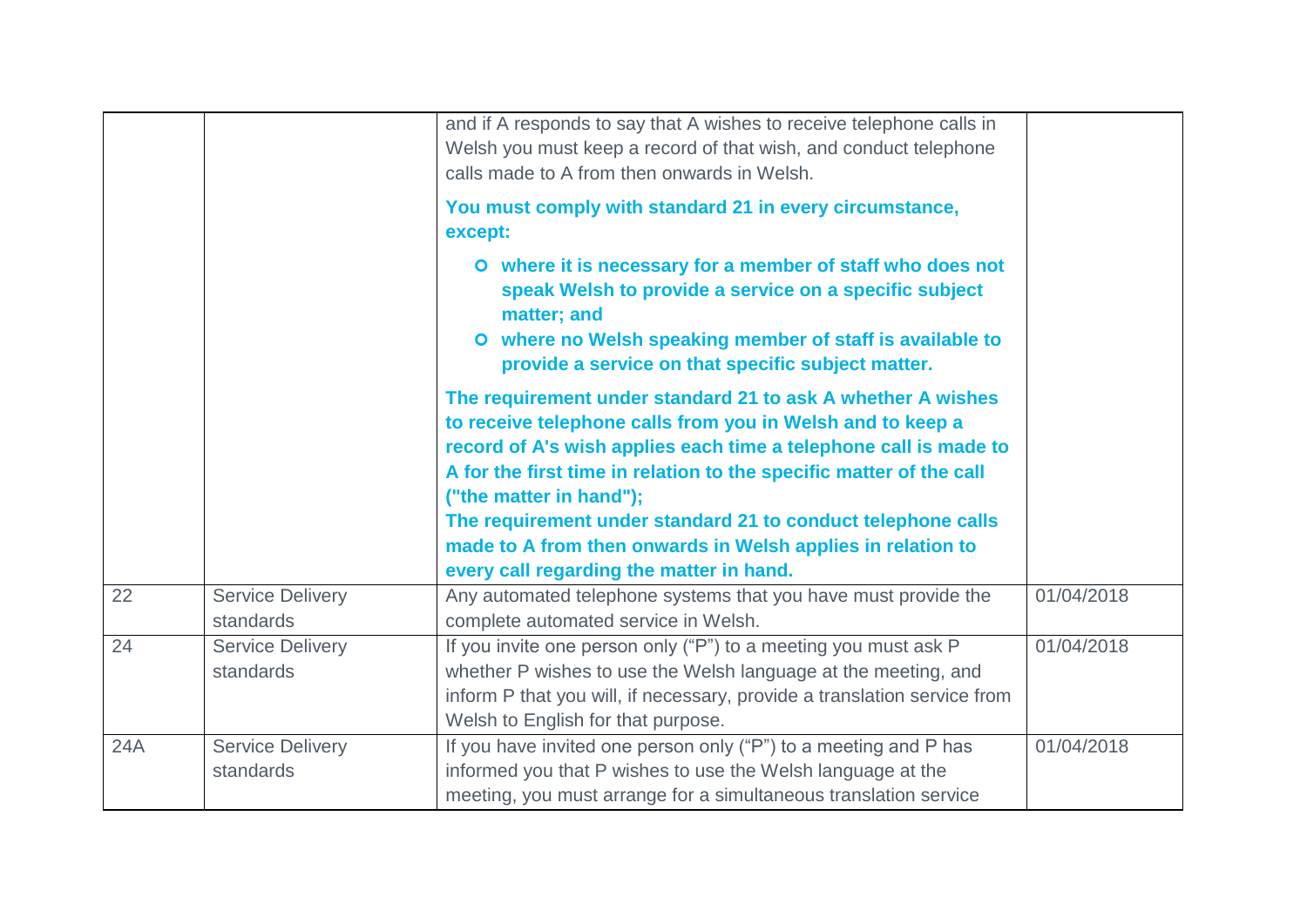| | | | |
|---|---|---|---|
| | | and if A responds to say that A wishes to receive telephone calls in Welsh you must keep a record of that wish, and conduct telephone calls made to A from then onwards in Welsh.<br><br>**You must comply with standard 21 in every circumstance, except:**<br><br>- **where it is necessary for a member of staff who does not speak Welsh to provide a service on a specific subject matter; and**<br>- **where no Welsh speaking member of staff is available to provide a service on that specific subject matter.**<br><br>**The requirement under standard 21 to ask A whether A wishes to receive telephone calls from you in Welsh and to keep a record of A's wish applies each time a telephone call is made to A for the first time in relation to the specific matter of the call ("the matter in hand");**<br>**The requirement under standard 21 to conduct telephone calls made to A from then onwards in Welsh applies in relation to every call regarding the matter in hand.** | |
| 22 | Service Delivery standards | Any automated telephone systems that you have must provide the complete automated service in Welsh. | 01/04/2018 |
| 24 | Service Delivery standards | If you invite one person only ("P") to a meeting you must ask P whether P wishes to use the Welsh language at the meeting, and inform P that you will, if necessary, provide a translation service from Welsh to English for that purpose. | 01/04/2018 |
| 24A | Service Delivery standards | If you have invited one person only ("P") to a meeting and P has informed you that P wishes to use the Welsh language at the meeting, you must arrange for a simultaneous translation service | 01/04/2018 |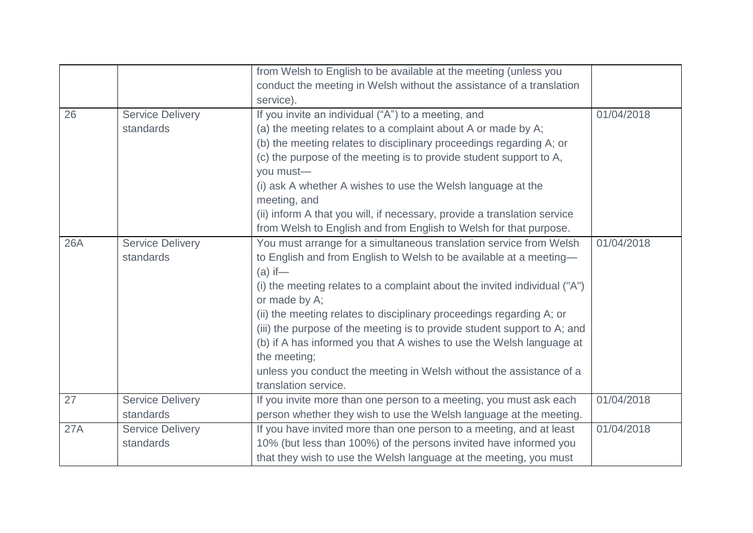|  |  | from Welsh to English to be available at the meeting (unless you conduct the meeting in Welsh without the assistance of a translation service). |  |
|---|---|---|---|
| 26 | Service Delivery standards | If you invite an individual ("A") to a meeting, and<br>(a) the meeting relates to a complaint about A or made by A;<br>(b) the meeting relates to disciplinary proceedings regarding A; or<br>(c) the purpose of the meeting is to provide student support to A,<br>you must—<br>(i) ask A whether A wishes to use the Welsh language at the meeting, and<br>(ii) inform A that you will, if necessary, provide a translation service from Welsh to English and from English to Welsh for that purpose. | 01/04/2018 |
| 26A | Service Delivery standards | You must arrange for a simultaneous translation service from Welsh to English and from English to Welsh to be available at a meeting—<br>(a) if—<br>(i) the meeting relates to a complaint about the invited individual ("A") or made by A;<br>(ii) the meeting relates to disciplinary proceedings regarding A; or<br>(iii) the purpose of the meeting is to provide student support to A; and<br>(b) if A has informed you that A wishes to use the Welsh language at the meeting;<br>unless you conduct the meeting in Welsh without the assistance of a translation service. | 01/04/2018 |
| 27 | Service Delivery standards | If you invite more than one person to a meeting, you must ask each person whether they wish to use the Welsh language at the meeting. | 01/04/2018 |
| 27A | Service Delivery standards | If you have invited more than one person to a meeting, and at least 10% (but less than 100%) of the persons invited have informed you that they wish to use the Welsh language at the meeting, you must | 01/04/2018 |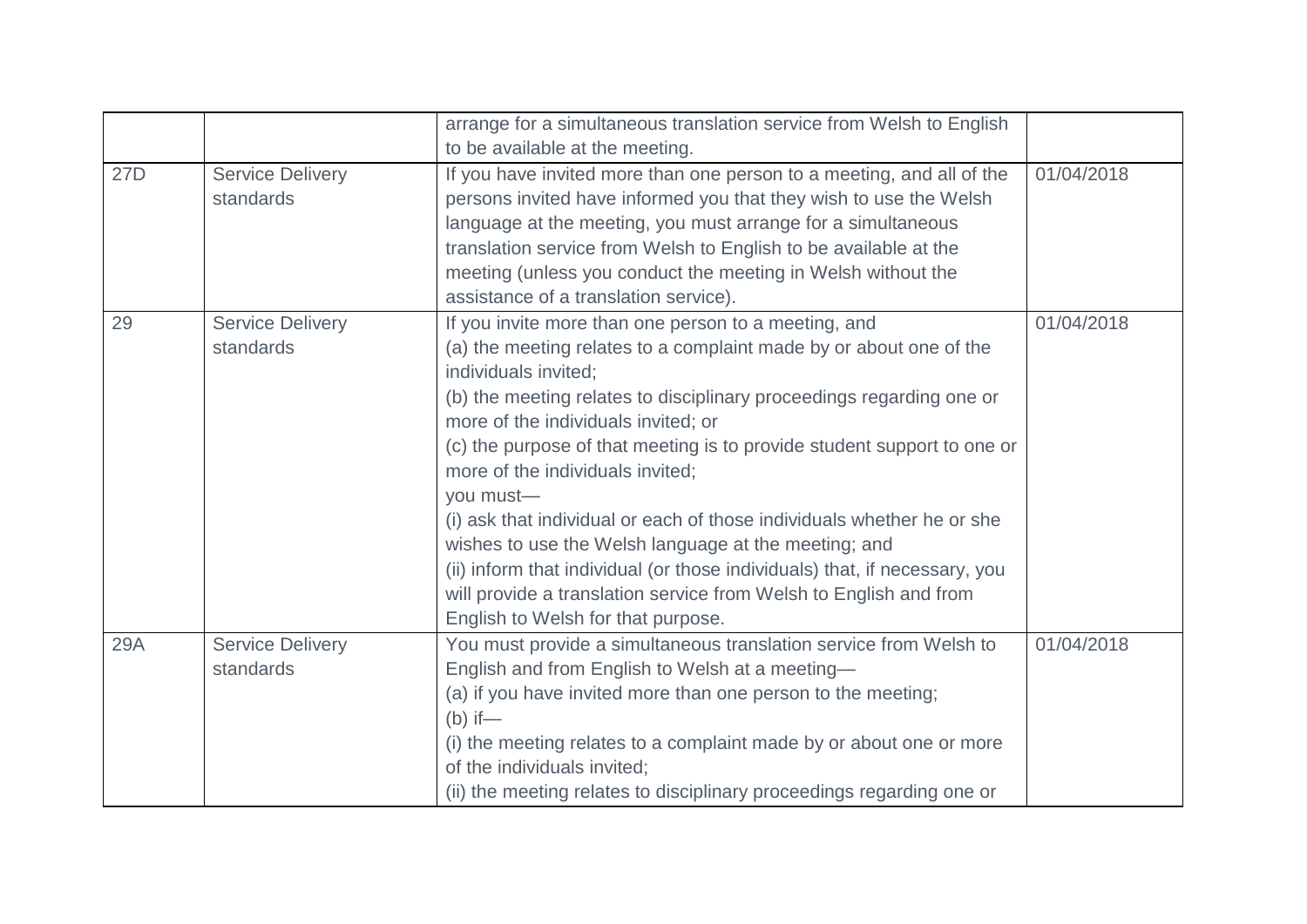| | | | |
|---|---|---|---|
| | | arrange for a simultaneous translation service from Welsh to English to be available at the meeting. | |
| 27D | Service Delivery standards | If you have invited more than one person to a meeting, and all of the persons invited have informed you that they wish to use the Welsh language at the meeting, you must arrange for a simultaneous translation service from Welsh to English to be available at the meeting (unless you conduct the meeting in Welsh without the assistance of a translation service). | 01/04/2018 |
| 29 | Service Delivery standards | If you invite more than one person to a meeting, and<br>(a) the meeting relates to a complaint made by or about one of the individuals invited;<br>(b) the meeting relates to disciplinary proceedings regarding one or more of the individuals invited; or<br>(c) the purpose of that meeting is to provide student support to one or more of the individuals invited;<br>you must—<br>(i) ask that individual or each of those individuals whether he or she wishes to use the Welsh language at the meeting; and<br>(ii) inform that individual (or those individuals) that, if necessary, you will provide a translation service from Welsh to English and from English to Welsh for that purpose. | 01/04/2018 |
| 29A | Service Delivery standards | You must provide a simultaneous translation service from Welsh to English and from English to Welsh at a meeting—<br>(a) if you have invited more than one person to the meeting;<br>(b) if—<br>(i) the meeting relates to a complaint made by or about one or more of the individuals invited;<br>(ii) the meeting relates to disciplinary proceedings regarding one or | 01/04/2018 |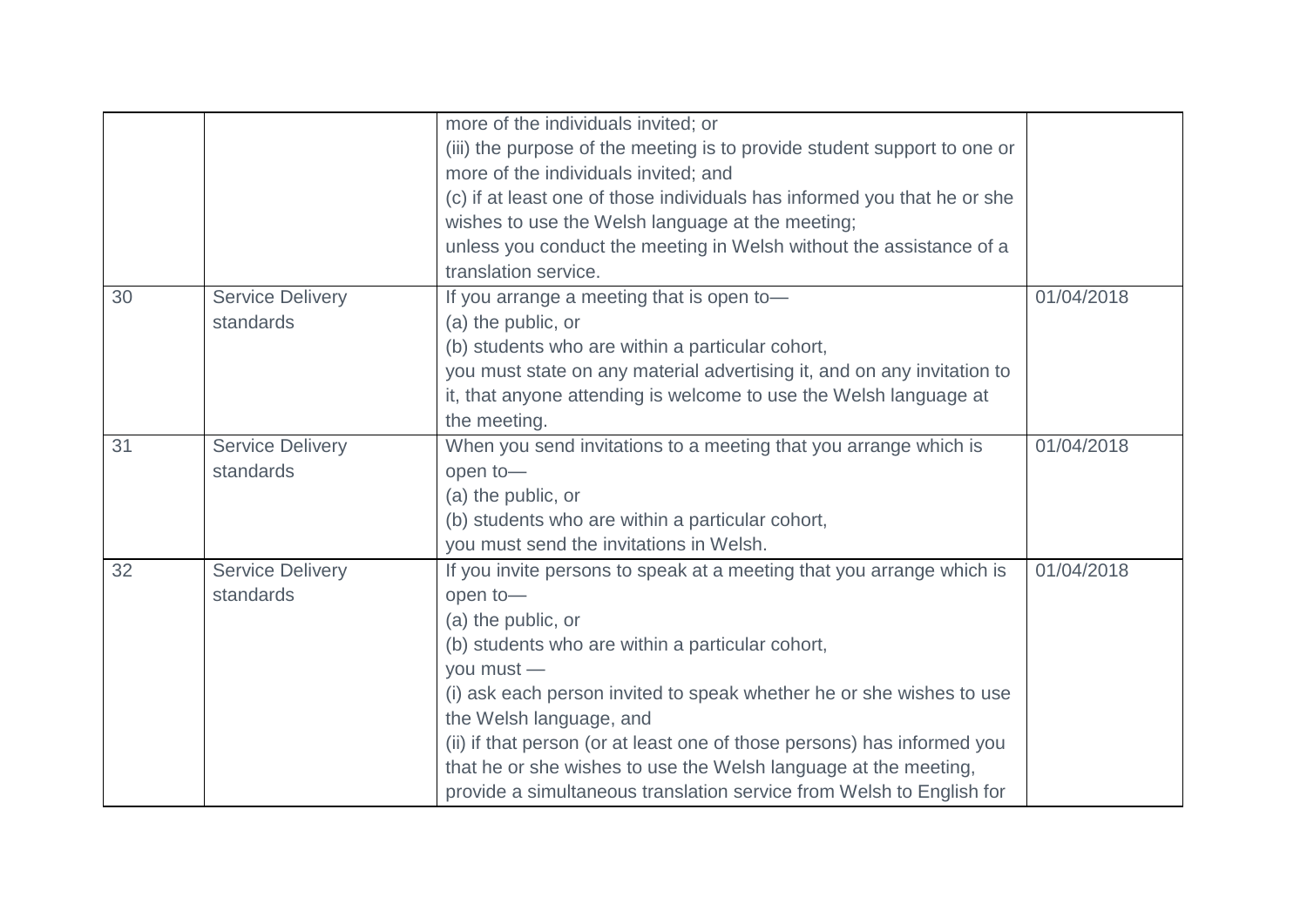| | | | |
|---|---|---|---|
| | | more of the individuals invited; or<br>(iii) the purpose of the meeting is to provide student support to one or more of the individuals invited; and<br>(c) if at least one of those individuals has informed you that he or she wishes to use the Welsh language at the meeting;<br>unless you conduct the meeting in Welsh without the assistance of a translation service. | |
| 30 | Service Delivery standards | If you arrange a meeting that is open to—<br>(a) the public, or<br>(b) students who are within a particular cohort,<br>you must state on any material advertising it, and on any invitation to it, that anyone attending is welcome to use the Welsh language at the meeting. | 01/04/2018 |
| 31 | Service Delivery standards | When you send invitations to a meeting that you arrange which is open to—<br>(a) the public, or<br>(b) students who are within a particular cohort,<br>you must send the invitations in Welsh. | 01/04/2018 |
| 32 | Service Delivery standards | If you invite persons to speak at a meeting that you arrange which is open to—<br>(a) the public, or<br>(b) students who are within a particular cohort,<br>you must —<br>(i) ask each person invited to speak whether he or she wishes to use the Welsh language, and<br>(ii) if that person (or at least one of those persons) has informed you that he or she wishes to use the Welsh language at the meeting, provide a simultaneous translation service from Welsh to English for | 01/04/2018 |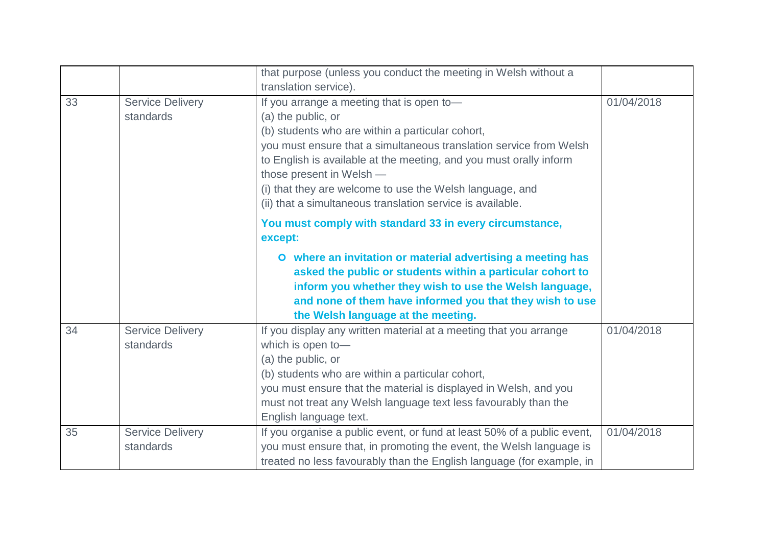| | | | |
|---|---|---|---|
| | | that purpose (unless you conduct the meeting in Welsh without a translation service). | |
| 33 | Service Delivery standards | If you arrange a meeting that is open to—<br>(a) the public, or<br>(b) students who are within a particular cohort,<br>you must ensure that a simultaneous translation service from Welsh to English is available at the meeting, and you must orally inform those present in Welsh —<br>(i) that they are welcome to use the Welsh language, and<br>(ii) that a simultaneous translation service is available.<br><br>**You must comply with standard 33 in every circumstance, except:**<br><br>- **where an invitation or material advertising a meeting has asked the public or students within a particular cohort to inform you whether they wish to use the Welsh language, and none of them have informed you that they wish to use the Welsh language at the meeting.** | 01/04/2018 |
| 34 | Service Delivery standards | If you display any written material at a meeting that you arrange which is open to—<br>(a) the public, or<br>(b) students who are within a particular cohort,<br>you must ensure that the material is displayed in Welsh, and you must not treat any Welsh language text less favourably than the English language text. | 01/04/2018 |
| 35 | Service Delivery standards | If you organise a public event, or fund at least 50% of a public event, you must ensure that, in promoting the event, the Welsh language is treated no less favourably than the English language (for example, in | 01/04/2018 |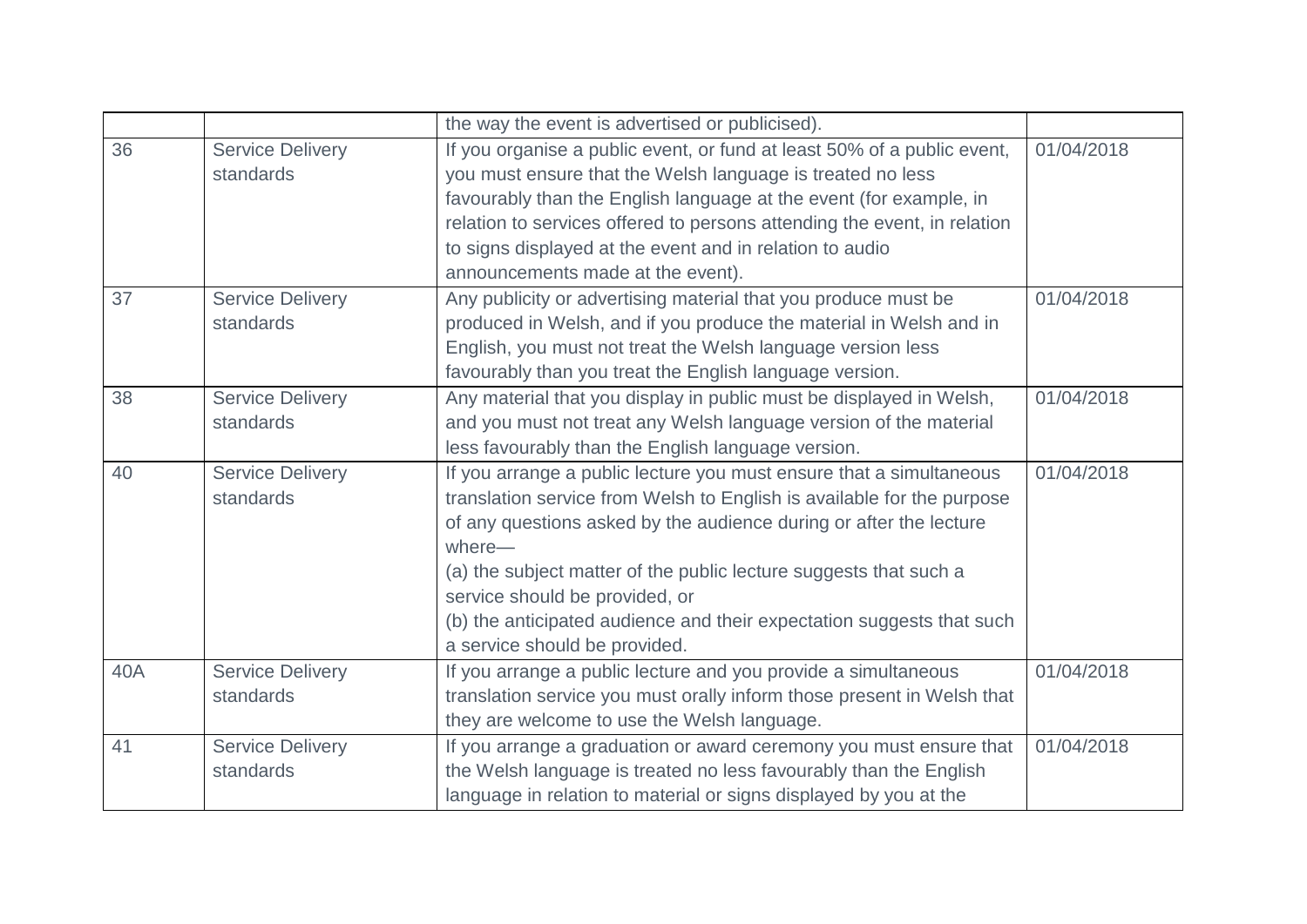| | | | |
|---|---|---|---|
| | | the way the event is advertised or publicised). | |
| 36 | Service Delivery standards | If you organise a public event, or fund at least 50% of a public event, you must ensure that the Welsh language is treated no less favourably than the English language at the event (for example, in relation to services offered to persons attending the event, in relation to signs displayed at the event and in relation to audio announcements made at the event). | 01/04/2018 |
| 37 | Service Delivery standards | Any publicity or advertising material that you produce must be produced in Welsh, and if you produce the material in Welsh and in English, you must not treat the Welsh language version less favourably than you treat the English language version. | 01/04/2018 |
| 38 | Service Delivery standards | Any material that you display in public must be displayed in Welsh, and you must not treat any Welsh language version of the material less favourably than the English language version. | 01/04/2018 |
| 40 | Service Delivery standards | If you arrange a public lecture you must ensure that a simultaneous translation service from Welsh to English is available for the purpose of any questions asked by the audience during or after the lecture where—<br>(a) the subject matter of the public lecture suggests that such a service should be provided, or<br>(b) the anticipated audience and their expectation suggests that such a service should be provided. | 01/04/2018 |
| 40A | Service Delivery standards | If you arrange a public lecture and you provide a simultaneous translation service you must orally inform those present in Welsh that they are welcome to use the Welsh language. | 01/04/2018 |
| 41 | Service Delivery standards | If you arrange a graduation or award ceremony you must ensure that the Welsh language is treated no less favourably than the English language in relation to material or signs displayed by you at the | 01/04/2018 |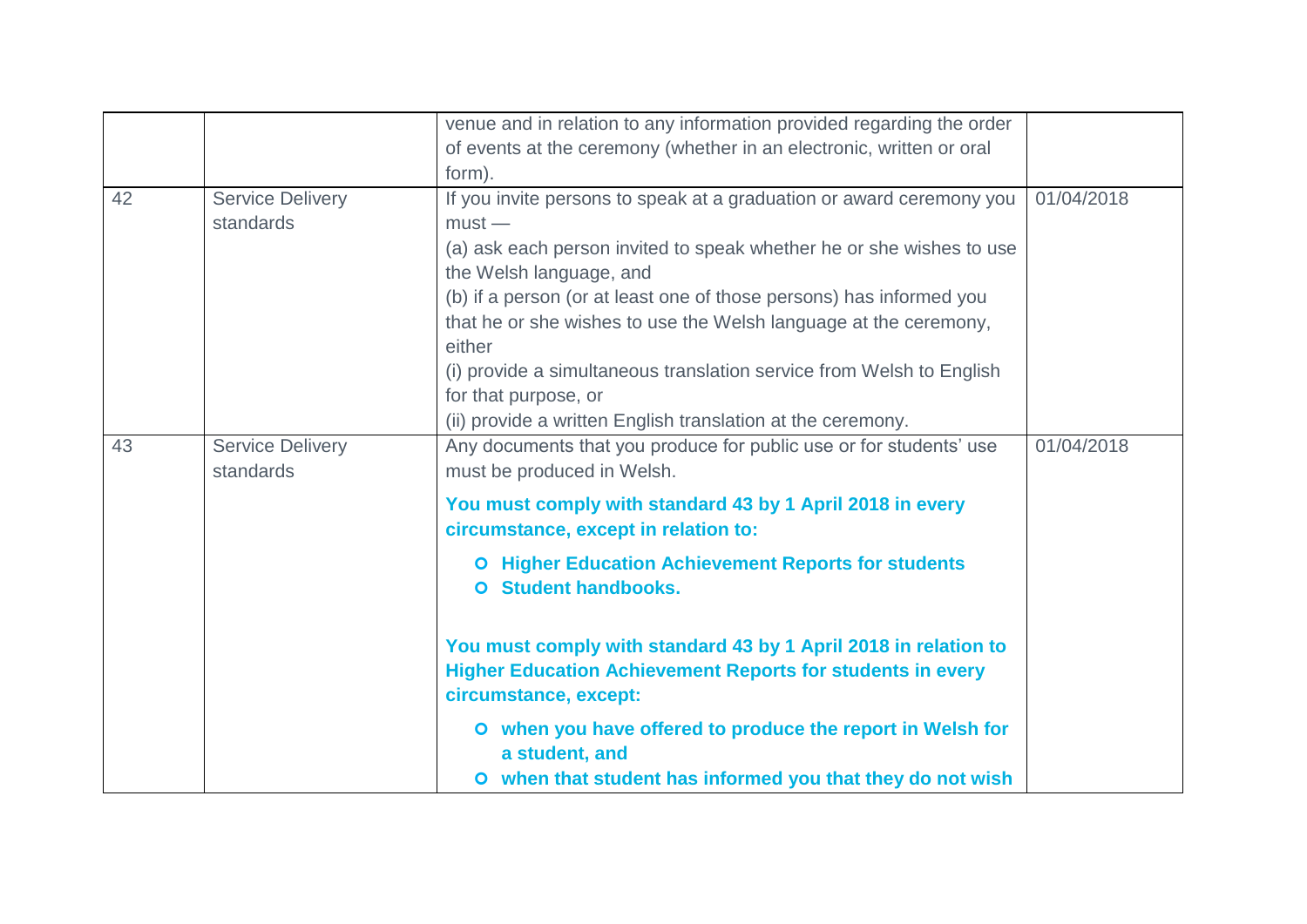| | | | |
|---|---|---|---|
| | | venue and in relation to any information provided regarding the order of events at the ceremony (whether in an electronic, written or oral form). | |
| 42 | Service Delivery standards | If you invite persons to speak at a graduation or award ceremony you must —<br>(a) ask each person invited to speak whether he or she wishes to use the Welsh language, and<br>(b) if a person (or at least one of those persons) has informed you that he or she wishes to use the Welsh language at the ceremony, either<br>(i) provide a simultaneous translation service from Welsh to English for that purpose, or<br>(ii) provide a written English translation at the ceremony. | 01/04/2018 |
| 43 | Service Delivery standards | Any documents that you produce for public use or for students' use must be produced in Welsh.<br>**You must comply with standard 43 by 1 April 2018 in every circumstance, except in relation to:**<br>- **Higher Education Achievement Reports for students**<br>- **Student handbooks.**<br><br>**You must comply with standard 43 by 1 April 2018 in relation to Higher Education Achievement Reports for students in every circumstance, except:**<br>- **when you have offered to produce the report in Welsh for a student, and**<br>- **when that student has informed you that they do not wish** | 01/04/2018 |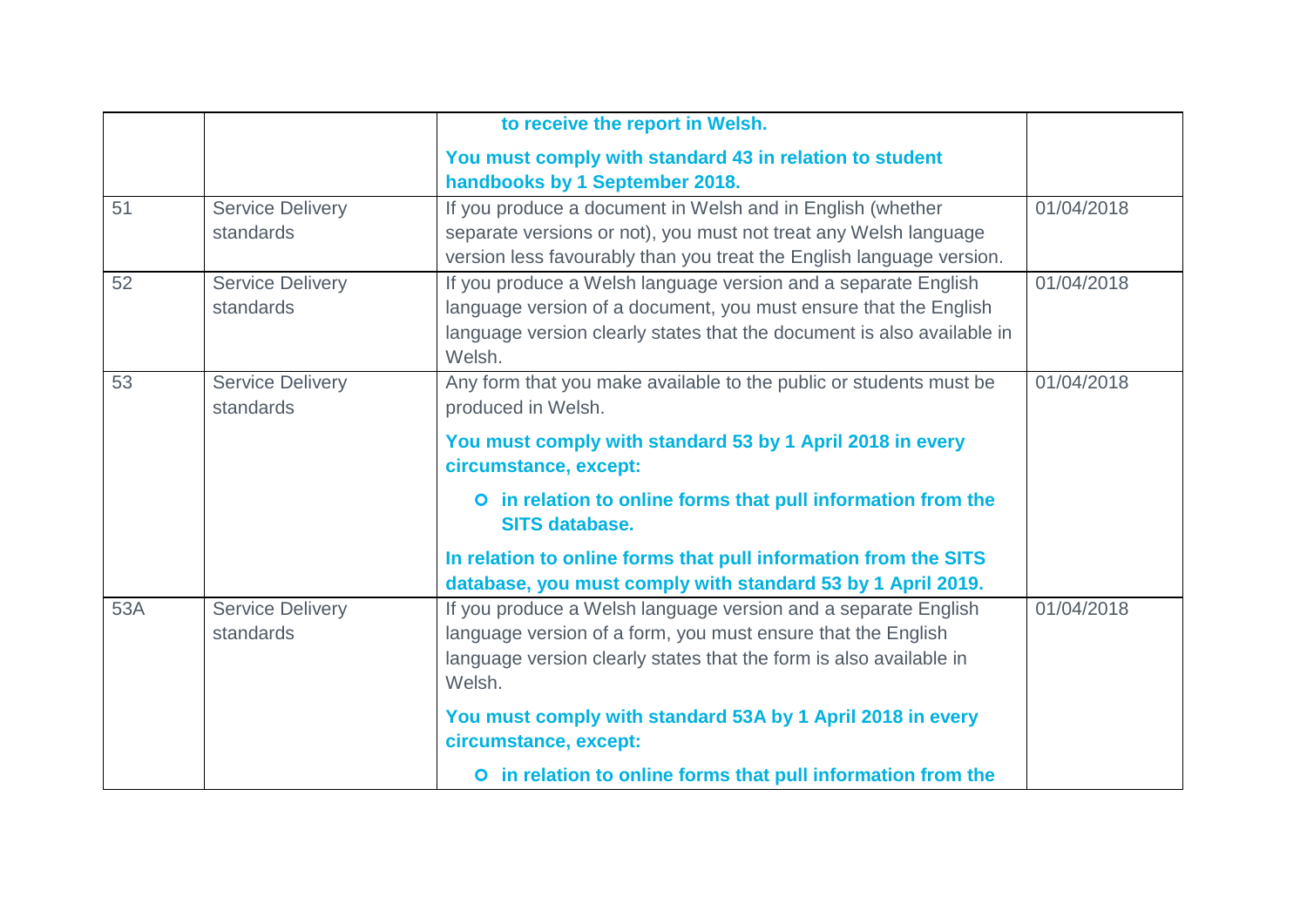| | | | |
|---|---|---|---|
| | | **to receive the report in Welsh.** **You must comply with standard 43 in relation to student handbooks by 1 September 2018.** | |
| 51 | Service Delivery standards | If you produce a document in Welsh and in English (whether separate versions or not), you must not treat any Welsh language version less favourably than you treat the English language version. | 01/04/2018 |
| 52 | Service Delivery standards | If you produce a Welsh language version and a separate English language version of a document, you must ensure that the English language version clearly states that the document is also available in Welsh. | 01/04/2018 |
| 53 | Service Delivery standards | Any form that you make available to the public or students must be produced in Welsh. **You must comply with standard 53 by 1 April 2018 in every circumstance, except:** <br>o **in relation to online forms that pull information from the SITS database.** <br>**In relation to online forms that pull information from the SITS database, you must comply with standard 53 by 1 April 2019.** | 01/04/2018 |
| 53A | Service Delivery standards | If you produce a Welsh language version and a separate English language version of a form, you must ensure that the English language version clearly states that the form is also available in Welsh. **You must comply with standard 53A by 1 April 2018 in every circumstance, except:** <br>o **in relation to online forms that pull information from the** | 01/04/2018 |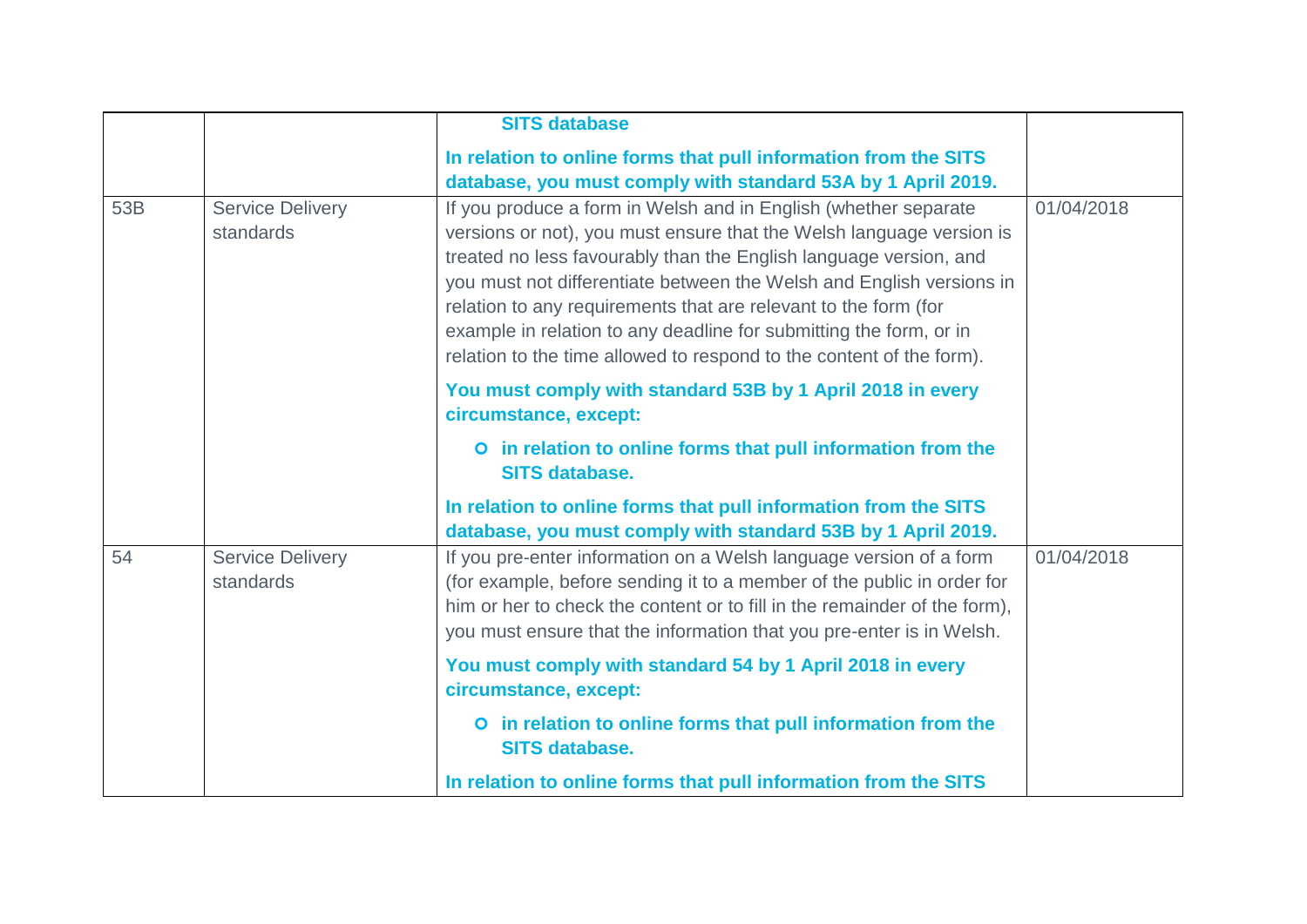| | | | |
|---|---|---|---|
| | | **SITS database**<br><br>**In relation to online forms that pull information from the SITS database, you must comply with standard 53A by 1 April 2019.** | |
| 53B | Service Delivery standards | If you produce a form in Welsh and in English (whether separate versions or not), you must ensure that the Welsh language version is treated no less favourably than the English language version, and you must not differentiate between the Welsh and English versions in relation to any requirements that are relevant to the form (for example in relation to any deadline for submitting the form, or in relation to the time allowed to respond to the content of the form).<br><br>**You must comply with standard 53B by 1 April 2018 in every circumstance, except:**<br><br>- **in relation to online forms that pull information from the SITS database.**<br><br>**In relation to online forms that pull information from the SITS database, you must comply with standard 53B by 1 April 2019.** | 01/04/2018 |
| 54 | Service Delivery standards | If you pre-enter information on a Welsh language version of a form (for example, before sending it to a member of the public in order for him or her to check the content or to fill in the remainder of the form), you must ensure that the information that you pre-enter is in Welsh.<br><br>**You must comply with standard 54 by 1 April 2018 in every circumstance, except:**<br><br>- **in relation to online forms that pull information from the SITS database.**<br><br>**In relation to online forms that pull information from the SITS** | 01/04/2018 |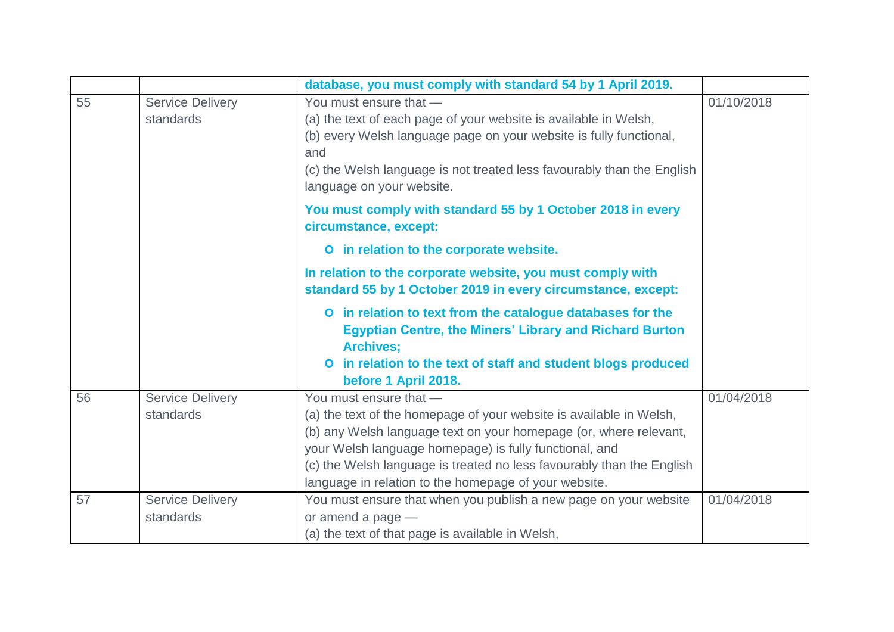| | | | |
|---|---|---|---|
| | | **database, you must comply with standard 54 by 1 April 2019.** | |
| 55 | Service Delivery standards | You must ensure that —<br>(a) the text of each page of your website is available in Welsh,<br>(b) every Welsh language page on your website is fully functional, and<br>(c) the Welsh language is not treated less favourably than the English language on your website.<br><br>**You must comply with standard 55 by 1 October 2018 in every circumstance, except:**<br><br>- **in relation to the corporate website.**<br><br>**In relation to the corporate website, you must comply with standard 55 by 1 October 2019 in every circumstance, except:**<br><br>- **in relation to text from the catalogue databases for the Egyptian Centre, the Miners' Library and Richard Burton Archives;**<br>- **in relation to the text of staff and student blogs produced before 1 April 2018.** | 01/10/2018 |
| 56 | Service Delivery standards | You must ensure that —<br>(a) the text of the homepage of your website is available in Welsh,<br>(b) any Welsh language text on your homepage (or, where relevant, your Welsh language homepage) is fully functional, and<br>(c) the Welsh language is treated no less favourably than the English language in relation to the homepage of your website. | 01/04/2018 |
| 57 | Service Delivery standards | You must ensure that when you publish a new page on your website or amend a page —<br>(a) the text of that page is available in Welsh, | 01/04/2018 |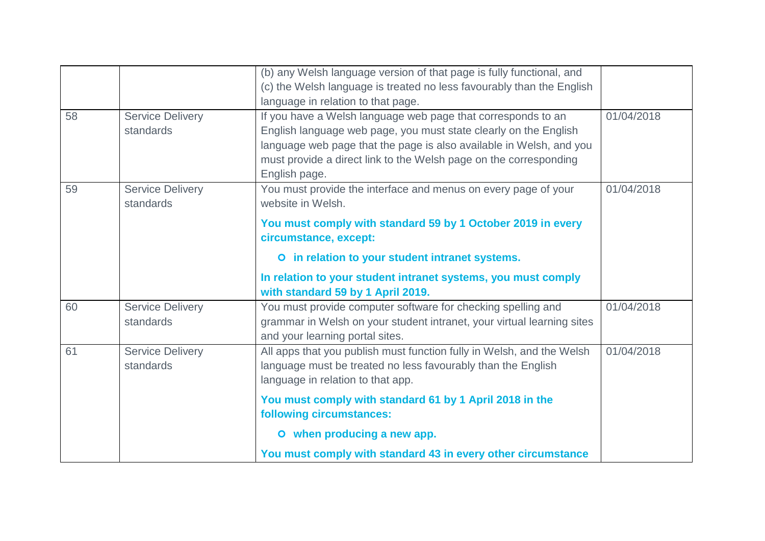| | | | |
|---|---|---|---|
| | | (b) any Welsh language version of that page is fully functional, and (c) the Welsh language is treated no less favourably than the English language in relation to that page. | |
| 58 | Service Delivery standards | If you have a Welsh language web page that corresponds to an English language web page, you must state clearly on the English language web page that the page is also available in Welsh, and you must provide a direct link to the Welsh page on the corresponding English page. | 01/04/2018 |
| 59 | Service Delivery standards | You must provide the interface and menus on every page of your website in Welsh. **You must comply with standard 59 by 1 October 2019 in every circumstance, except:** <br>○ **in relation to your student intranet systems.** <br>**In relation to your student intranet systems, you must comply with standard 59 by 1 April 2019.** | 01/04/2018 |
| 60 | Service Delivery standards | You must provide computer software for checking spelling and grammar in Welsh on your student intranet, your virtual learning sites and your learning portal sites. | 01/04/2018 |
| 61 | Service Delivery standards | All apps that you publish must function fully in Welsh, and the Welsh language must be treated no less favourably than the English language in relation to that app. **You must comply with standard 61 by 1 April 2018 in the following circumstances:** <br>○ **when producing a new app.** <br>**You must comply with standard 43 in every other circumstance** | 01/04/2018 |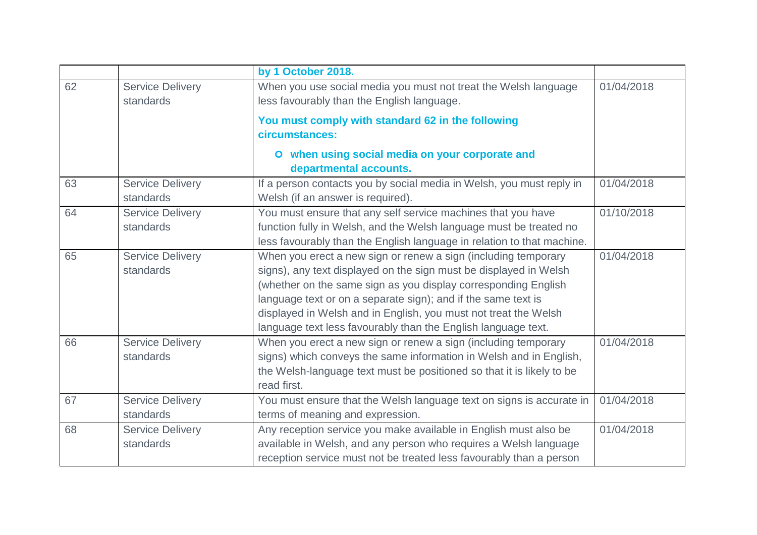| | | | |
|---|---|---|---|
| | | **by 1 October 2018.** | |
| 62 | Service Delivery standards | When you use social media you must not treat the Welsh language less favourably than the English language.<br><br>**You must comply with standard 62 in the following circumstances:**<br><br>- **when using social media on your corporate and departmental accounts.** | 01/04/2018 |
| 63 | Service Delivery standards | If a person contacts you by social media in Welsh, you must reply in Welsh (if an answer is required). | 01/04/2018 |
| 64 | Service Delivery standards | You must ensure that any self service machines that you have function fully in Welsh, and the Welsh language must be treated no less favourably than the English language in relation to that machine. | 01/10/2018 |
| 65 | Service Delivery standards | When you erect a new sign or renew a sign (including temporary signs), any text displayed on the sign must be displayed in Welsh (whether on the same sign as you display corresponding English language text or on a separate sign); and if the same text is displayed in Welsh and in English, you must not treat the Welsh language text less favourably than the English language text. | 01/04/2018 |
| 66 | Service Delivery standards | When you erect a new sign or renew a sign (including temporary signs) which conveys the same information in Welsh and in English, the Welsh-language text must be positioned so that it is likely to be read first. | 01/04/2018 |
| 67 | Service Delivery standards | You must ensure that the Welsh language text on signs is accurate in terms of meaning and expression. | 01/04/2018 |
| 68 | Service Delivery standards | Any reception service you make available in English must also be available in Welsh, and any person who requires a Welsh language reception service must not be treated less favourably than a person | 01/04/2018 |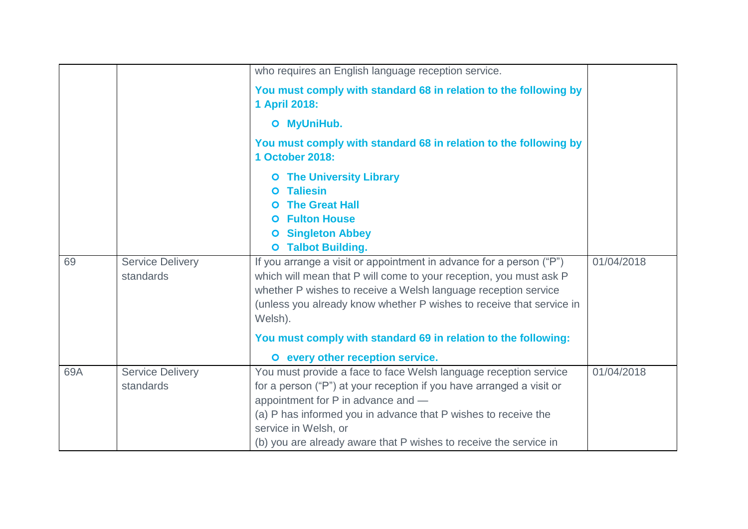| | | | |
|---|---|---|---|
| | | who requires an English language reception service.<br><br>**You must comply with standard 68 in relation to the following by 1 April 2018:**<br><br>- **MyUniHub.**<br><br>**You must comply with standard 68 in relation to the following by 1 October 2018:**<br><br>- **The University Library**<br>- **Taliesin**<br>- **The Great Hall**<br>- **Fulton House**<br>- **Singleton Abbey**<br>- **Talbot Building.** | |
| 69 | Service Delivery standards | If you arrange a visit or appointment in advance for a person ("P") which will mean that P will come to your reception, you must ask P whether P wishes to receive a Welsh language reception service (unless you already know whether P wishes to receive that service in Welsh).<br><br>**You must comply with standard 69 in relation to the following:**<br><br>- **every other reception service.** | 01/04/2018 |
| 69A | Service Delivery standards | You must provide a face to face Welsh language reception service for a person ("P") at your reception if you have arranged a visit or appointment for P in advance and —<br>(a) P has informed you in advance that P wishes to receive the service in Welsh, or<br>(b) you are already aware that P wishes to receive the service in | 01/04/2018 |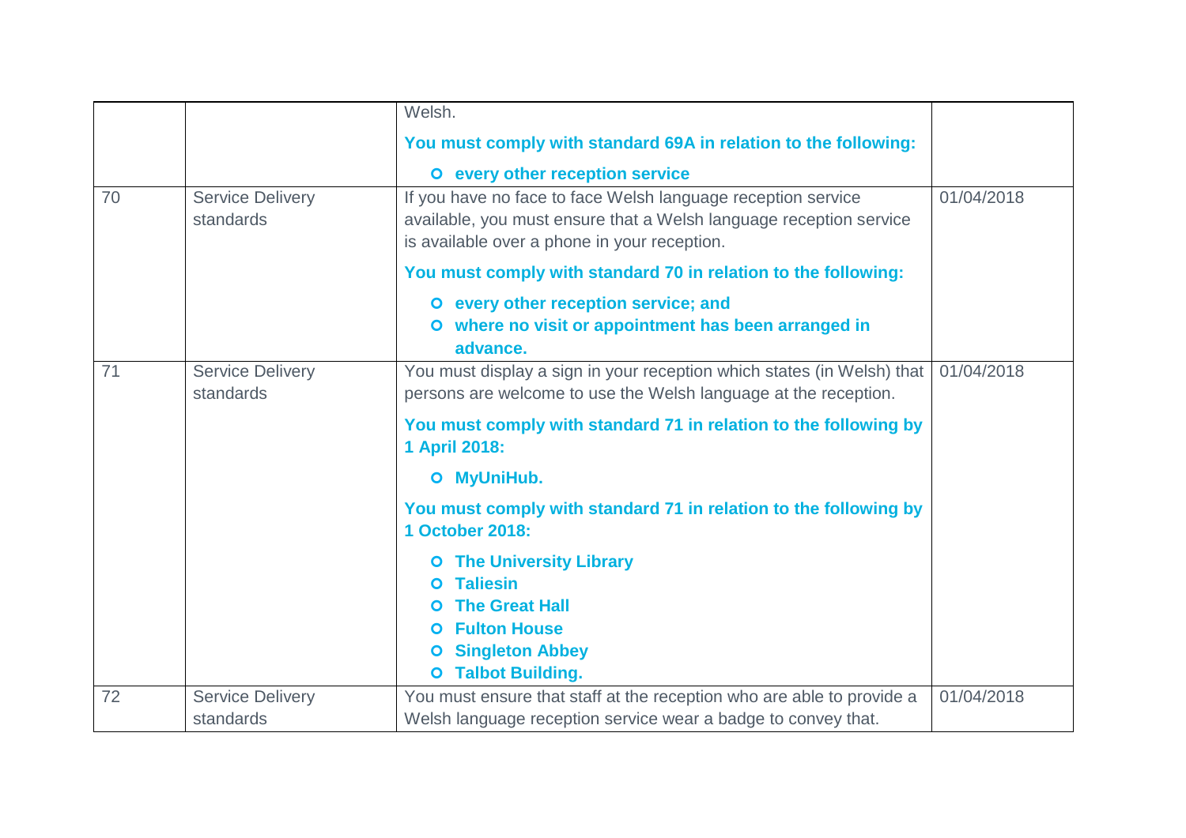| | | | |
|---|---|---|---|
| | | Welsh.<br><br>**You must comply with standard 69A in relation to the following:**<br><br>- **every other reception service** | |
| 70 | Service Delivery standards | If you have no face to face Welsh language reception service available, you must ensure that a Welsh language reception service is available over a phone in your reception.<br><br>**You must comply with standard 70 in relation to the following:**<br><br>- **every other reception service; and**<br>- **where no visit or appointment has been arranged in advance.** | 01/04/2018 |
| 71 | Service Delivery standards | You must display a sign in your reception which states (in Welsh) that persons are welcome to use the Welsh language at the reception.<br><br>**You must comply with standard 71 in relation to the following by 1 April 2018:**<br><br>- **MyUniHub.**<br><br>**You must comply with standard 71 in relation to the following by 1 October 2018:**<br><br>- **The University Library**<br>- **Taliesin**<br>- **The Great Hall**<br>- **Fulton House**<br>- **Singleton Abbey**<br>- **Talbot Building.** | 01/04/2018 |
| 72 | Service Delivery standards | You must ensure that staff at the reception who are able to provide a Welsh language reception service wear a badge to convey that. | 01/04/2018 |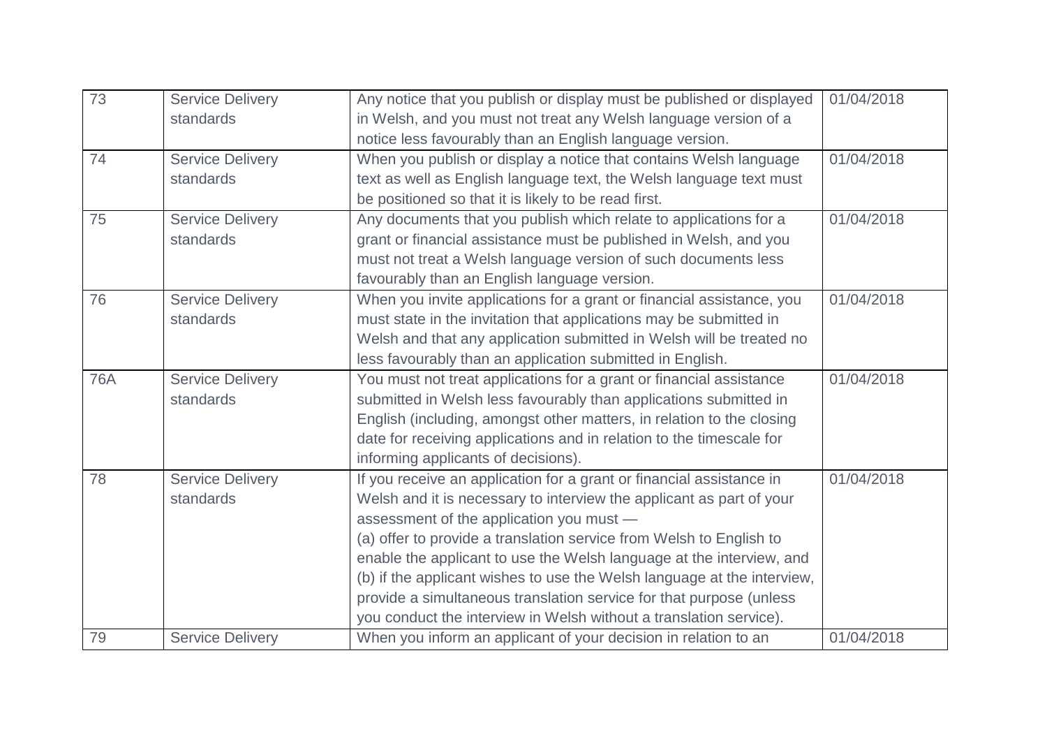| | | | |
|---|---|---|---|
| 73 | Service Delivery standards | Any notice that you publish or display must be published or displayed in Welsh, and you must not treat any Welsh language version of a notice less favourably than an English language version. | 01/04/2018 |
| 74 | Service Delivery standards | When you publish or display a notice that contains Welsh language text as well as English language text, the Welsh language text must be positioned so that it is likely to be read first. | 01/04/2018 |
| 75 | Service Delivery standards | Any documents that you publish which relate to applications for a grant or financial assistance must be published in Welsh, and you must not treat a Welsh language version of such documents less favourably than an English language version. | 01/04/2018 |
| 76 | Service Delivery standards | When you invite applications for a grant or financial assistance, you must state in the invitation that applications may be submitted in Welsh and that any application submitted in Welsh will be treated no less favourably than an application submitted in English. | 01/04/2018 |
| 76A | Service Delivery standards | You must not treat applications for a grant or financial assistance submitted in Welsh less favourably than applications submitted in English (including, amongst other matters, in relation to the closing date for receiving applications and in relation to the timescale for informing applicants of decisions). | 01/04/2018 |
| 78 | Service Delivery standards | If you receive an application for a grant or financial assistance in Welsh and it is necessary to interview the applicant as part of your assessment of the application you must —<br>(a) offer to provide a translation service from Welsh to English to enable the applicant to use the Welsh language at the interview, and<br>(b) if the applicant wishes to use the Welsh language at the interview, provide a simultaneous translation service for that purpose (unless you conduct the interview in Welsh without a translation service). | 01/04/2018 |
| 79 | Service Delivery | When you inform an applicant of your decision in relation to an | 01/04/2018 |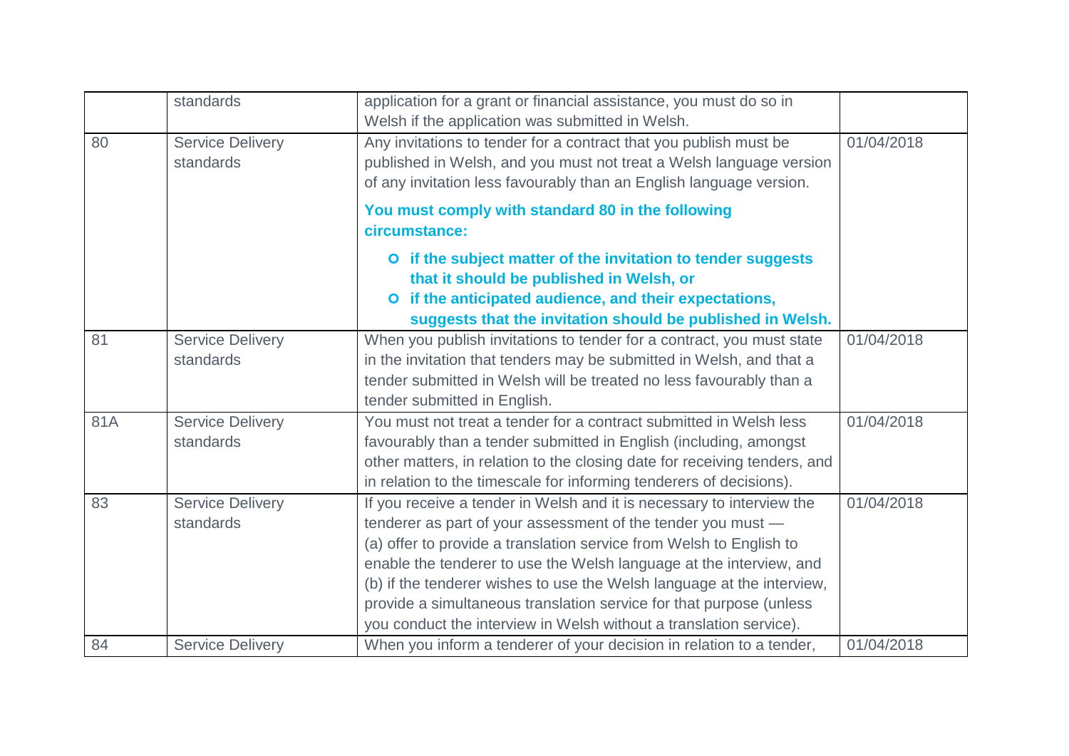| | standards | application for a grant or financial assistance, you must do so in Welsh if the application was submitted in Welsh. | |
|---|---|---|---|
| 80 | Service Delivery standards | Any invitations to tender for a contract that you publish must be published in Welsh, and you must not treat a Welsh language version of any invitation less favourably than an English language version.<br><br>**You must comply with standard 80 in the following circumstance:**<br><br>- **if the subject matter of the invitation to tender suggests that it should be published in Welsh, or**<br>- **if the anticipated audience, and their expectations, suggests that the invitation should be published in Welsh.** | 01/04/2018 |
| 81 | Service Delivery standards | When you publish invitations to tender for a contract, you must state in the invitation that tenders may be submitted in Welsh, and that a tender submitted in Welsh will be treated no less favourably than a tender submitted in English. | 01/04/2018 |
| 81A | Service Delivery standards | You must not treat a tender for a contract submitted in Welsh less favourably than a tender submitted in English (including, amongst other matters, in relation to the closing date for receiving tenders, and in relation to the timescale for informing tenderers of decisions). | 01/04/2018 |
| 83 | Service Delivery standards | If you receive a tender in Welsh and it is necessary to interview the tenderer as part of your assessment of the tender you must —<br>(a) offer to provide a translation service from Welsh to English to enable the tenderer to use the Welsh language at the interview, and<br>(b) if the tenderer wishes to use the Welsh language at the interview, provide a simultaneous translation service for that purpose (unless you conduct the interview in Welsh without a translation service). | 01/04/2018 |
| 84 | Service Delivery | When you inform a tenderer of your decision in relation to a tender, | 01/04/2018 |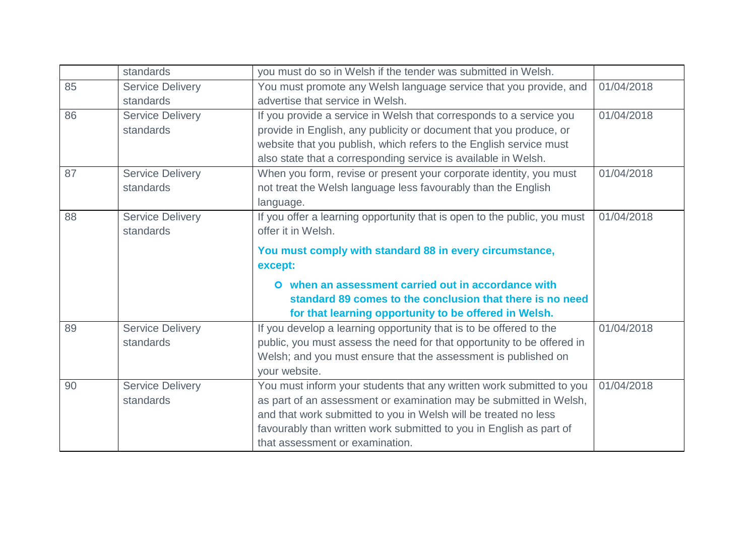| | | | |
|---|---|---|---|
| | standards | you must do so in Welsh if the tender was submitted in Welsh. | |
| 85 | Service Delivery standards | You must promote any Welsh language service that you provide, and advertise that service in Welsh. | 01/04/2018 |
| 86 | Service Delivery standards | If you provide a service in Welsh that corresponds to a service you provide in English, any publicity or document that you produce, or website that you publish, which refers to the English service must also state that a corresponding service is available in Welsh. | 01/04/2018 |
| 87 | Service Delivery standards | When you form, revise or present your corporate identity, you must not treat the Welsh language less favourably than the English language. | 01/04/2018 |
| 88 | Service Delivery standards | If you offer a learning opportunity that is open to the public, you must offer it in Welsh. **You must comply with standard 88 in every circumstance, except:** <br>• **when an assessment carried out in accordance with standard 89 comes to the conclusion that there is no need for that learning opportunity to be offered in Welsh.** | 01/04/2018 |
| 89 | Service Delivery standards | If you develop a learning opportunity that is to be offered to the public, you must assess the need for that opportunity to be offered in Welsh; and you must ensure that the assessment is published on your website. | 01/04/2018 |
| 90 | Service Delivery standards | You must inform your students that any written work submitted to you as part of an assessment or examination may be submitted in Welsh, and that work submitted to you in Welsh will be treated no less favourably than written work submitted to you in English as part of that assessment or examination. | 01/04/2018 |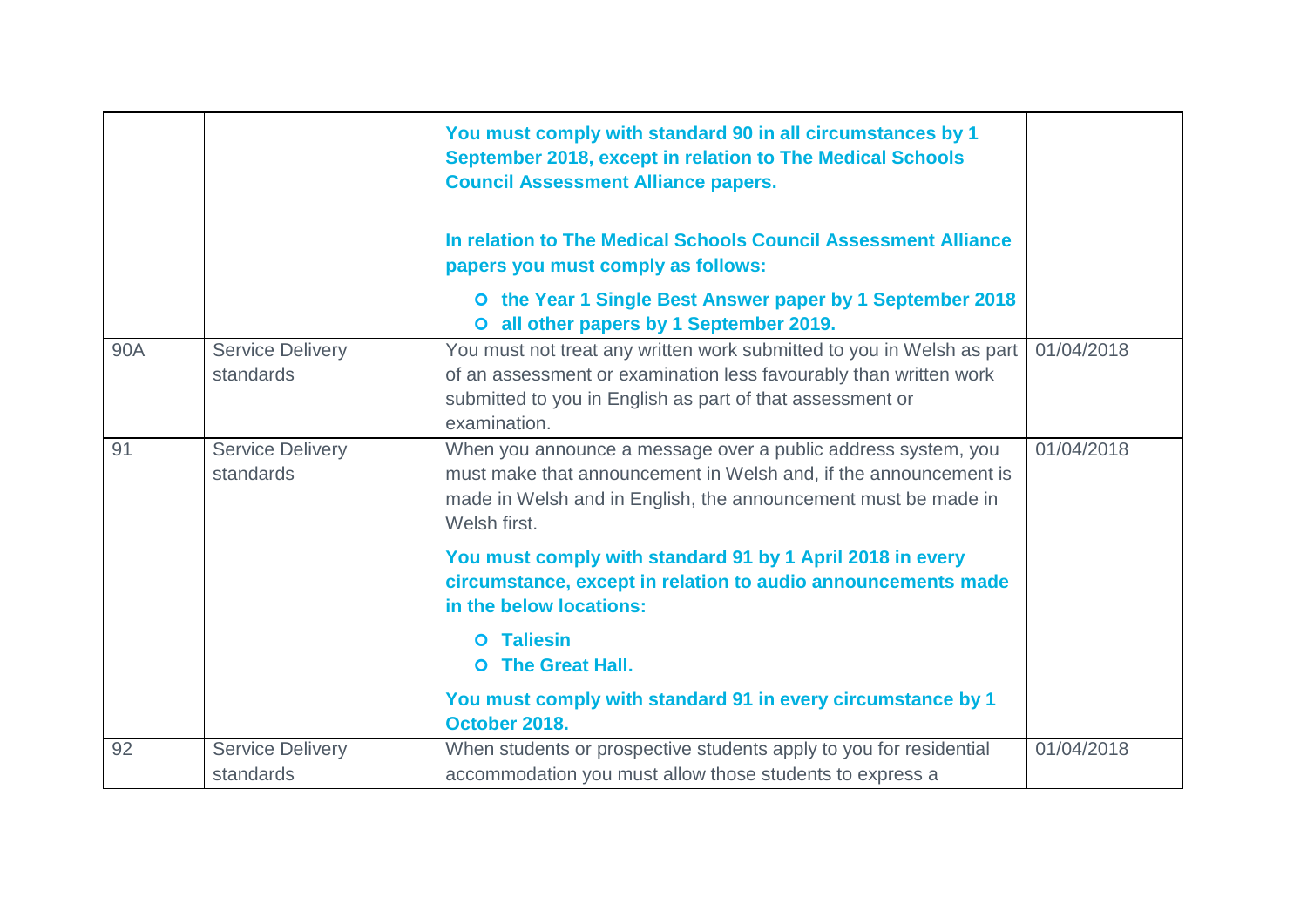| | | | |
|---|---|---|---|
| | | **You must comply with standard 90 in all circumstances by 1 September 2018, except in relation to The Medical Schools Council Assessment Alliance papers.**<br><br>**In relation to The Medical Schools Council Assessment Alliance papers you must comply as follows:**<br>• **the Year 1 Single Best Answer paper by 1 September 2018**<br>• **all other papers by 1 September 2019.** | |
| 90A | Service Delivery standards | You must not treat any written work submitted to you in Welsh as part of an assessment or examination less favourably than written work submitted to you in English as part of that assessment or examination. | 01/04/2018 |
| 91 | Service Delivery standards | When you announce a message over a public address system, you must make that announcement in Welsh and, if the announcement is made in Welsh and in English, the announcement must be made in Welsh first.<br><br>**You must comply with standard 91 by 1 April 2018 in every circumstance, except in relation to audio announcements made in the below locations:**<br>• **Taliesin**<br>• **The Great Hall.**<br><br>**You must comply with standard 91 in every circumstance by 1 October 2018.** | 01/04/2018 |
| 92 | Service Delivery standards | When students or prospective students apply to you for residential accommodation you must allow those students to express a | 01/04/2018 |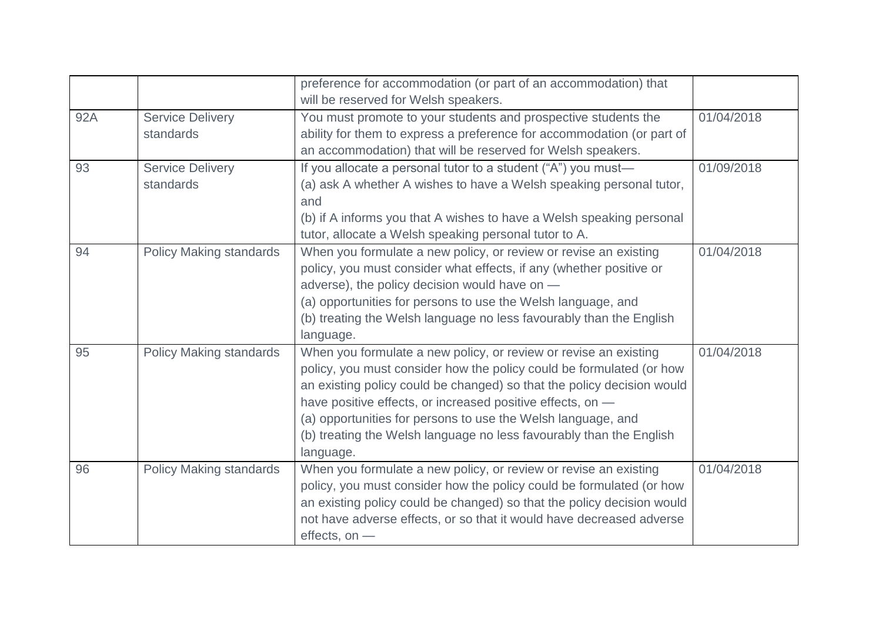| | | | |
|---|---|---|---|
| | | preference for accommodation (or part of an accommodation) that will be reserved for Welsh speakers. | |
| 92A | Service Delivery standards | You must promote to your students and prospective students the ability for them to express a preference for accommodation (or part of an accommodation) that will be reserved for Welsh speakers. | 01/04/2018 |
| 93 | Service Delivery standards | If you allocate a personal tutor to a student ("A") you must—<br>(a) ask A whether A wishes to have a Welsh speaking personal tutor, and<br>(b) if A informs you that A wishes to have a Welsh speaking personal tutor, allocate a Welsh speaking personal tutor to A. | 01/09/2018 |
| 94 | Policy Making standards | When you formulate a new policy, or review or revise an existing policy, you must consider what effects, if any (whether positive or adverse), the policy decision would have on —<br>(a) opportunities for persons to use the Welsh language, and<br>(b) treating the Welsh language no less favourably than the English language. | 01/04/2018 |
| 95 | Policy Making standards | When you formulate a new policy, or review or revise an existing policy, you must consider how the policy could be formulated (or how an existing policy could be changed) so that the policy decision would have positive effects, or increased positive effects, on —<br>(a) opportunities for persons to use the Welsh language, and<br>(b) treating the Welsh language no less favourably than the English language. | 01/04/2018 |
| 96 | Policy Making standards | When you formulate a new policy, or review or revise an existing policy, you must consider how the policy could be formulated (or how an existing policy could be changed) so that the policy decision would not have adverse effects, or so that it would have decreased adverse effects, on — | 01/04/2018 |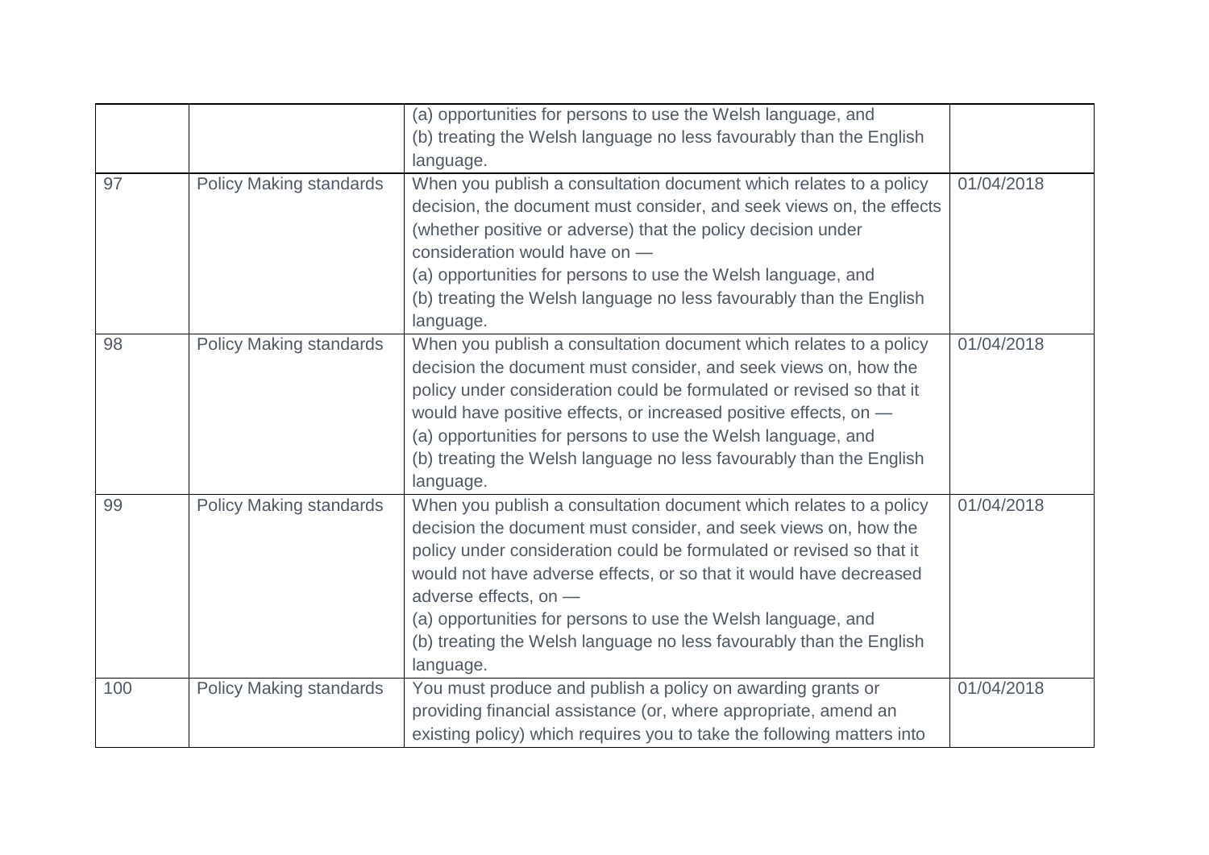| | | | |
|---|---|---|---|
| | | (a) opportunities for persons to use the Welsh language, and<br>(b) treating the Welsh language no less favourably than the English language. | |
| 97 | Policy Making standards | When you publish a consultation document which relates to a policy decision, the document must consider, and seek views on, the effects (whether positive or adverse) that the policy decision under consideration would have on —<br>(a) opportunities for persons to use the Welsh language, and<br>(b) treating the Welsh language no less favourably than the English language. | 01/04/2018 |
| 98 | Policy Making standards | When you publish a consultation document which relates to a policy decision the document must consider, and seek views on, how the policy under consideration could be formulated or revised so that it would have positive effects, or increased positive effects, on —<br>(a) opportunities for persons to use the Welsh language, and<br>(b) treating the Welsh language no less favourably than the English language. | 01/04/2018 |
| 99 | Policy Making standards | When you publish a consultation document which relates to a policy decision the document must consider, and seek views on, how the policy under consideration could be formulated or revised so that it would not have adverse effects, or so that it would have decreased adverse effects, on —<br>(a) opportunities for persons to use the Welsh language, and<br>(b) treating the Welsh language no less favourably than the English language. | 01/04/2018 |
| 100 | Policy Making standards | You must produce and publish a policy on awarding grants or providing financial assistance (or, where appropriate, amend an existing policy) which requires you to take the following matters into | 01/04/2018 |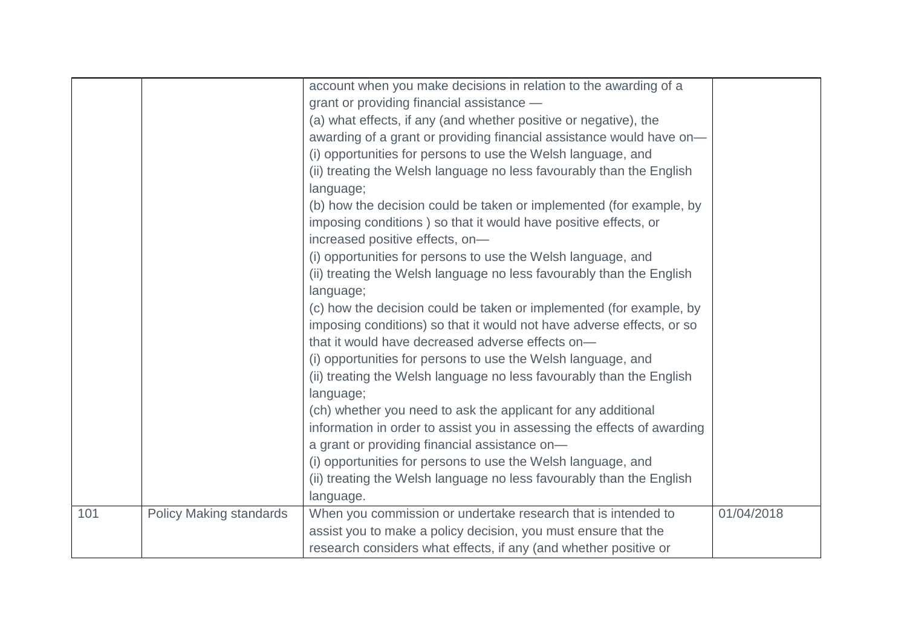| | | | |
|---|---|---|---|
| | | account when you make decisions in relation to the awarding of a grant or providing financial assistance —<br>(a) what effects, if any (and whether positive or negative), the awarding of a grant or providing financial assistance would have on—<br>(i) opportunities for persons to use the Welsh language, and<br>(ii) treating the Welsh language no less favourably than the English language;<br>(b) how the decision could be taken or implemented (for example, by imposing conditions ) so that it would have positive effects, or increased positive effects, on—<br>(i) opportunities for persons to use the Welsh language, and<br>(ii) treating the Welsh language no less favourably than the English language;<br>(c) how the decision could be taken or implemented (for example, by imposing conditions) so that it would not have adverse effects, or so that it would have decreased adverse effects on—<br>(i) opportunities for persons to use the Welsh language, and<br>(ii) treating the Welsh language no less favourably than the English language;<br>(ch) whether you need to ask the applicant for any additional information in order to assist you in assessing the effects of awarding a grant or providing financial assistance on—<br>(i) opportunities for persons to use the Welsh language, and<br>(ii) treating the Welsh language no less favourably than the English language. | |
| 101 | Policy Making standards | When you commission or undertake research that is intended to assist you to make a policy decision, you must ensure that the research considers what effects, if any (and whether positive or | 01/04/2018 |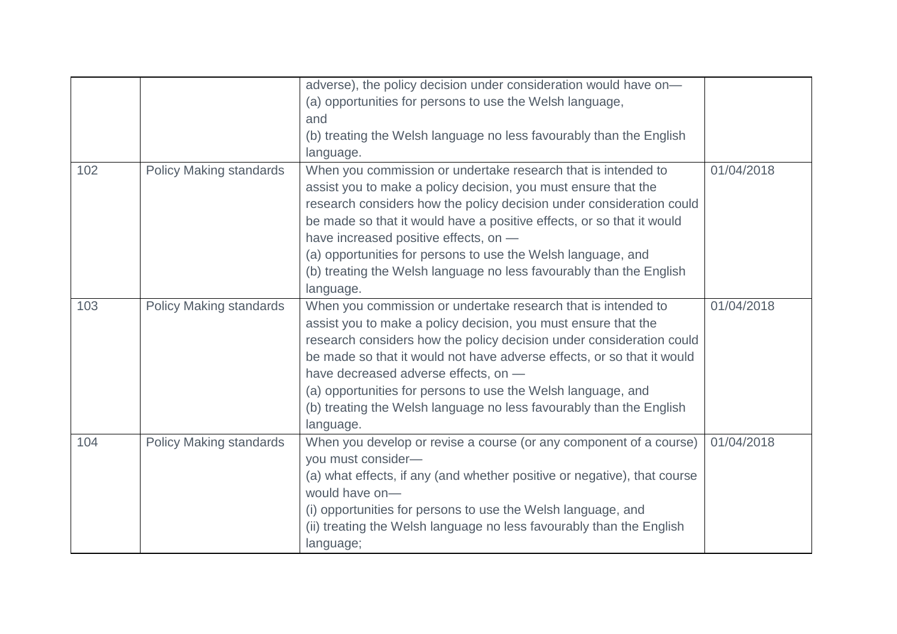| | | | |
|---|---|---|---|
| | | adverse), the policy decision under consideration would have on—<br>(a) opportunities for persons to use the Welsh language,<br>and<br>(b) treating the Welsh language no less favourably than the English language. | |
| 102 | Policy Making standards | When you commission or undertake research that is intended to assist you to make a policy decision, you must ensure that the research considers how the policy decision under consideration could be made so that it would have a positive effects, or so that it would have increased positive effects, on —<br>(a) opportunities for persons to use the Welsh language, and<br>(b) treating the Welsh language no less favourably than the English language. | 01/04/2018 |
| 103 | Policy Making standards | When you commission or undertake research that is intended to assist you to make a policy decision, you must ensure that the research considers how the policy decision under consideration could be made so that it would not have adverse effects, or so that it would have decreased adverse effects, on —<br>(a) opportunities for persons to use the Welsh language, and<br>(b) treating the Welsh language no less favourably than the English language. | 01/04/2018 |
| 104 | Policy Making standards | When you develop or revise a course (or any component of a course) you must consider—<br>(a) what effects, if any (and whether positive or negative), that course would have on—<br>(i) opportunities for persons to use the Welsh language, and<br>(ii) treating the Welsh language no less favourably than the English language; | 01/04/2018 |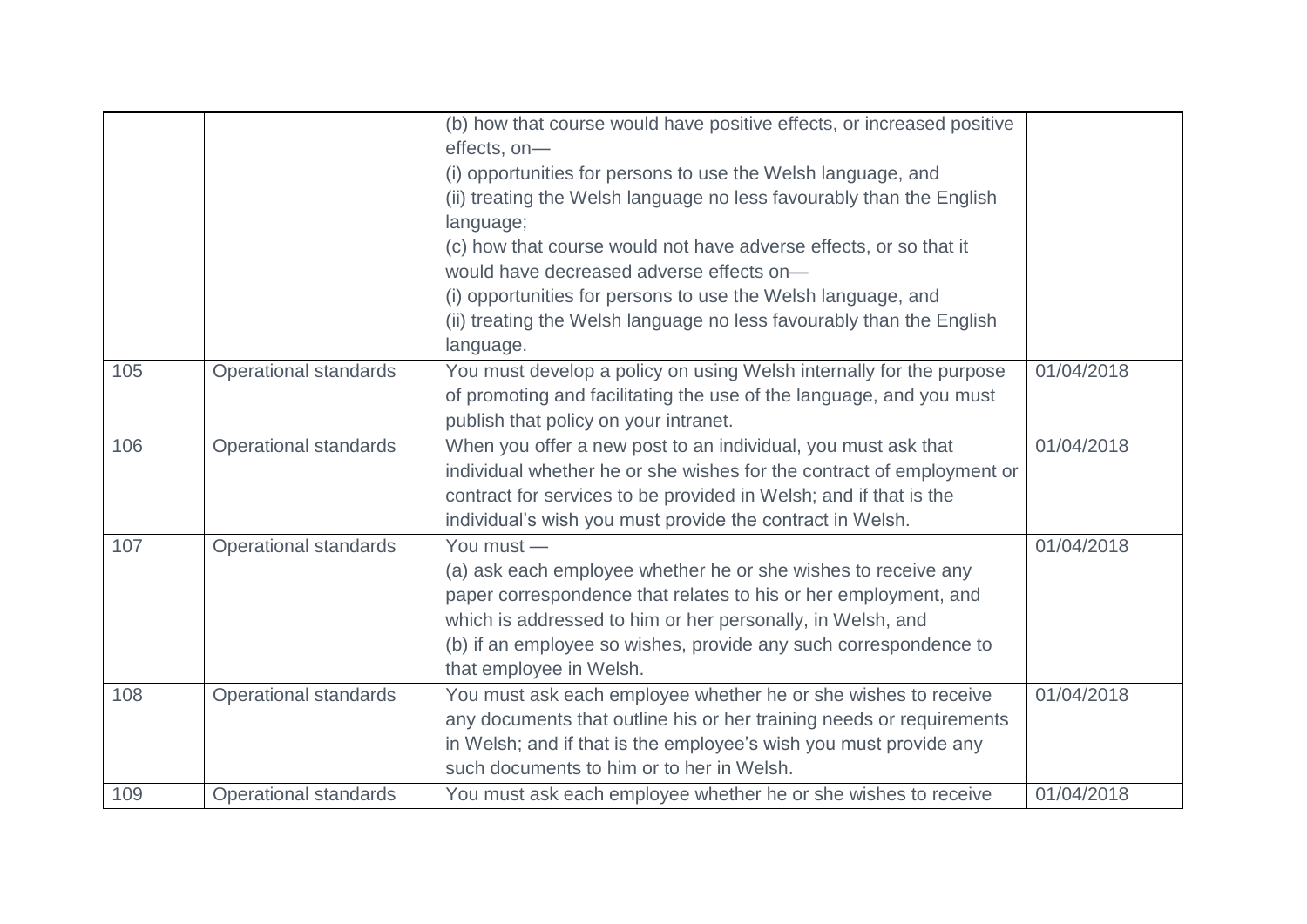| | | | |
|---|---|---|---|
| | | (b) how that course would have positive effects, or increased positive effects, on—<br>(i) opportunities for persons to use the Welsh language, and<br>(ii) treating the Welsh language no less favourably than the English language;<br>(c) how that course would not have adverse effects, or so that it would have decreased adverse effects on—<br>(i) opportunities for persons to use the Welsh language, and<br>(ii) treating the Welsh language no less favourably than the English language. | |
| 105 | Operational standards | You must develop a policy on using Welsh internally for the purpose of promoting and facilitating the use of the language, and you must publish that policy on your intranet. | 01/04/2018 |
| 106 | Operational standards | When you offer a new post to an individual, you must ask that individual whether he or she wishes for the contract of employment or contract for services to be provided in Welsh; and if that is the individual's wish you must provide the contract in Welsh. | 01/04/2018 |
| 107 | Operational standards | You must —<br>(a) ask each employee whether he or she wishes to receive any paper correspondence that relates to his or her employment, and which is addressed to him or her personally, in Welsh, and<br>(b) if an employee so wishes, provide any such correspondence to that employee in Welsh. | 01/04/2018 |
| 108 | Operational standards | You must ask each employee whether he or she wishes to receive any documents that outline his or her training needs or requirements in Welsh; and if that is the employee's wish you must provide any such documents to him or to her in Welsh. | 01/04/2018 |
| 109 | Operational standards | You must ask each employee whether he or she wishes to receive | 01/04/2018 |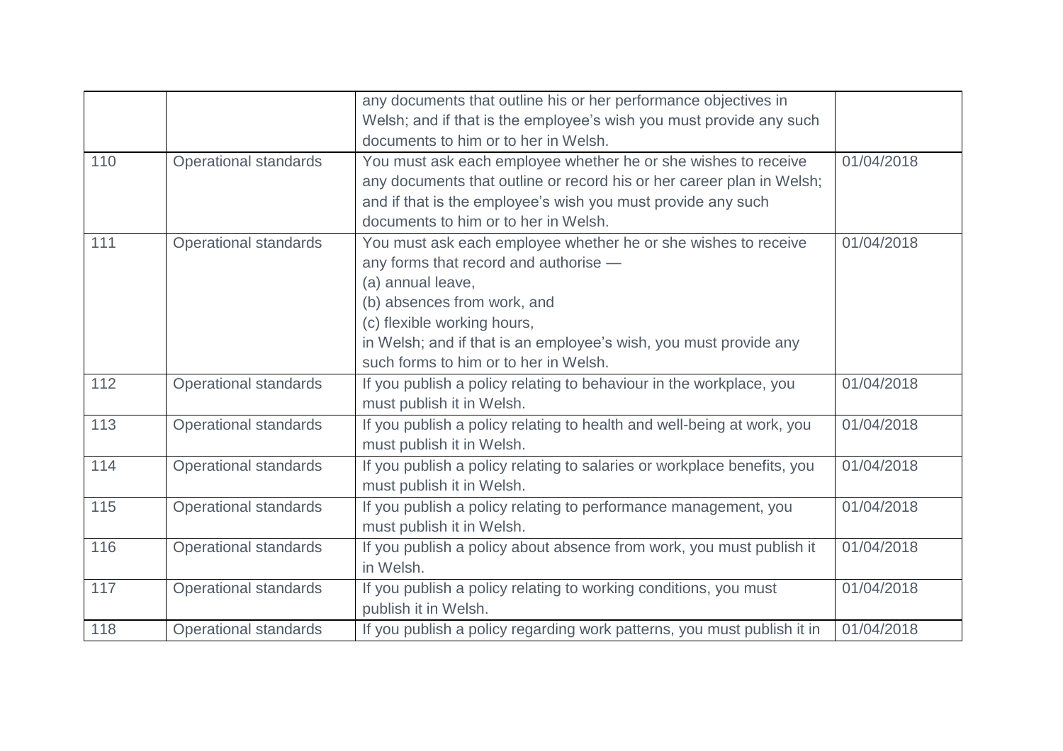| | | | |
|---|---|---|---|
| | | any documents that outline his or her performance objectives in Welsh; and if that is the employee's wish you must provide any such documents to him or to her in Welsh. | |
| 110 | Operational standards | You must ask each employee whether he or she wishes to receive any documents that outline or record his or her career plan in Welsh; and if that is the employee's wish you must provide any such documents to him or to her in Welsh. | 01/04/2018 |
| 111 | Operational standards | You must ask each employee whether he or she wishes to receive any forms that record and authorise —<br>(a) annual leave,<br>(b) absences from work, and<br>(c) flexible working hours,<br>in Welsh; and if that is an employee's wish, you must provide any such forms to him or to her in Welsh. | 01/04/2018 |
| 112 | Operational standards | If you publish a policy relating to behaviour in the workplace, you must publish it in Welsh. | 01/04/2018 |
| 113 | Operational standards | If you publish a policy relating to health and well-being at work, you must publish it in Welsh. | 01/04/2018 |
| 114 | Operational standards | If you publish a policy relating to salaries or workplace benefits, you must publish it in Welsh. | 01/04/2018 |
| 115 | Operational standards | If you publish a policy relating to performance management, you must publish it in Welsh. | 01/04/2018 |
| 116 | Operational standards | If you publish a policy about absence from work, you must publish it in Welsh. | 01/04/2018 |
| 117 | Operational standards | If you publish a policy relating to working conditions, you must publish it in Welsh. | 01/04/2018 |
| 118 | Operational standards | If you publish a policy regarding work patterns, you must publish it in | 01/04/2018 |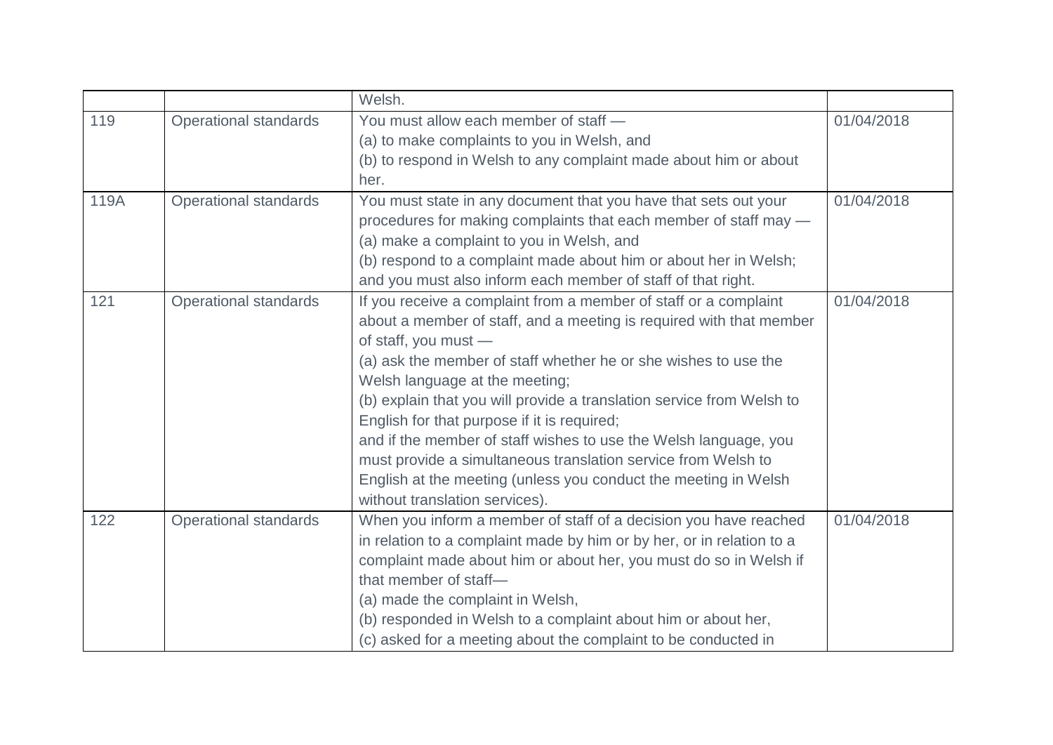|  |  | Welsh. |  |
|---|---|---|---|
| 119 | Operational standards | You must allow each member of staff —<br>(a) to make complaints to you in Welsh, and<br>(b) to respond in Welsh to any complaint made about him or about her. | 01/04/2018 |
| 119A | Operational standards | You must state in any document that you have that sets out your procedures for making complaints that each member of staff may —<br>(a) make a complaint to you in Welsh, and<br>(b) respond to a complaint made about him or about her in Welsh;<br>and you must also inform each member of staff of that right. | 01/04/2018 |
| 121 | Operational standards | If you receive a complaint from a member of staff or a complaint about a member of staff, and a meeting is required with that member of staff, you must —<br>(a) ask the member of staff whether he or she wishes to use the Welsh language at the meeting;<br>(b) explain that you will provide a translation service from Welsh to English for that purpose if it is required;<br>and if the member of staff wishes to use the Welsh language, you must provide a simultaneous translation service from Welsh to English at the meeting (unless you conduct the meeting in Welsh without translation services). | 01/04/2018 |
| 122 | Operational standards | When you inform a member of staff of a decision you have reached in relation to a complaint made by him or by her, or in relation to a complaint made about him or about her, you must do so in Welsh if that member of staff—<br>(a) made the complaint in Welsh,<br>(b) responded in Welsh to a complaint about him or about her,<br>(c) asked for a meeting about the complaint to be conducted in | 01/04/2018 |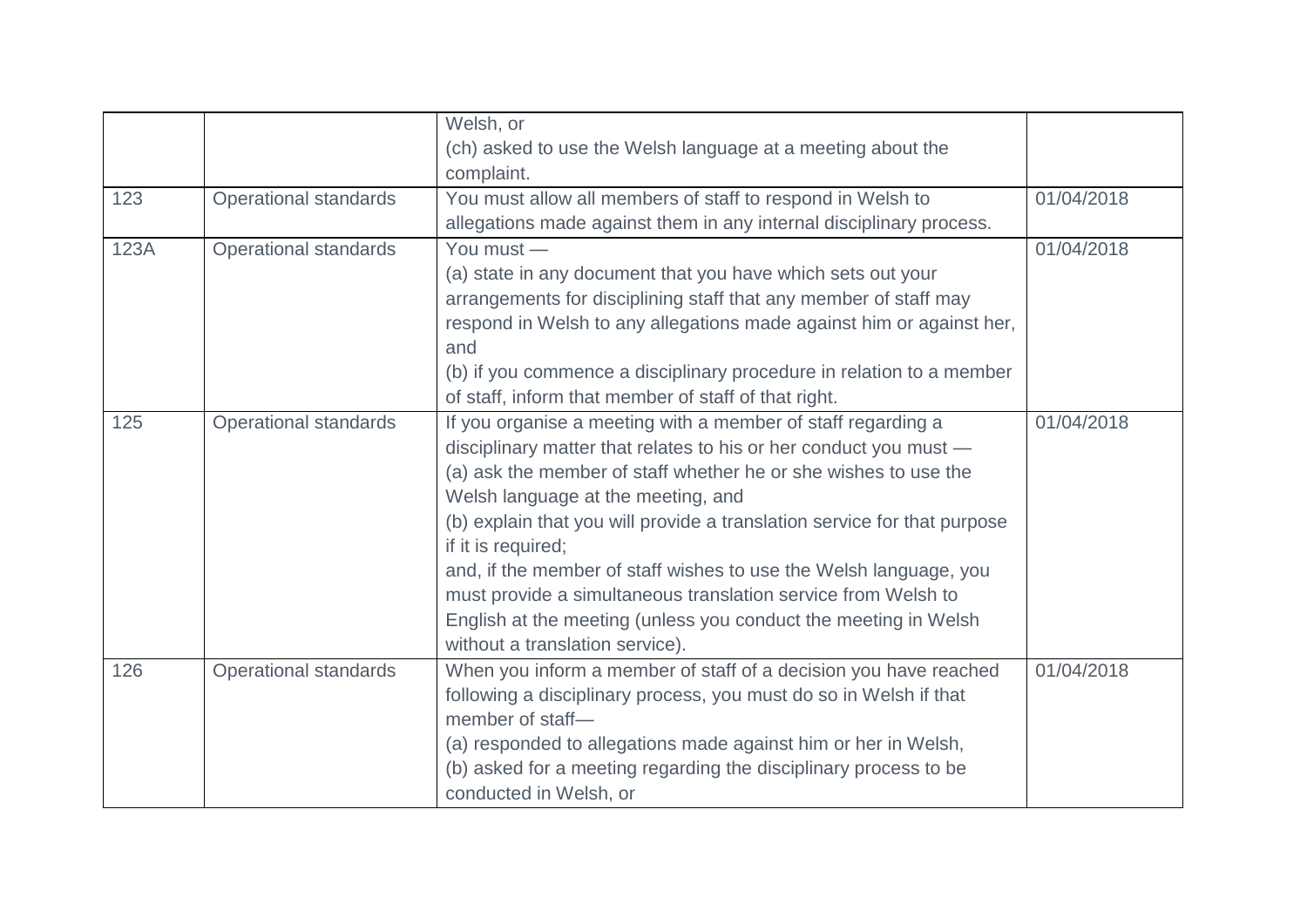| | | | |
|---|---|---|---|
| | | Welsh, or<br>(ch) asked to use the Welsh language at a meeting about the complaint. | |
| 123 | Operational standards | You must allow all members of staff to respond in Welsh to allegations made against them in any internal disciplinary process. | 01/04/2018 |
| 123A | Operational standards | You must —<br>(a) state in any document that you have which sets out your arrangements for disciplining staff that any member of staff may respond in Welsh to any allegations made against him or against her, and<br>(b) if you commence a disciplinary procedure in relation to a member of staff, inform that member of staff of that right. | 01/04/2018 |
| 125 | Operational standards | If you organise a meeting with a member of staff regarding a disciplinary matter that relates to his or her conduct you must —<br>(a) ask the member of staff whether he or she wishes to use the Welsh language at the meeting, and<br>(b) explain that you will provide a translation service for that purpose if it is required;<br>and, if the member of staff wishes to use the Welsh language, you must provide a simultaneous translation service from Welsh to English at the meeting (unless you conduct the meeting in Welsh without a translation service). | 01/04/2018 |
| 126 | Operational standards | When you inform a member of staff of a decision you have reached following a disciplinary process, you must do so in Welsh if that member of staff—<br>(a) responded to allegations made against him or her in Welsh,<br>(b) asked for a meeting regarding the disciplinary process to be conducted in Welsh, or | 01/04/2018 |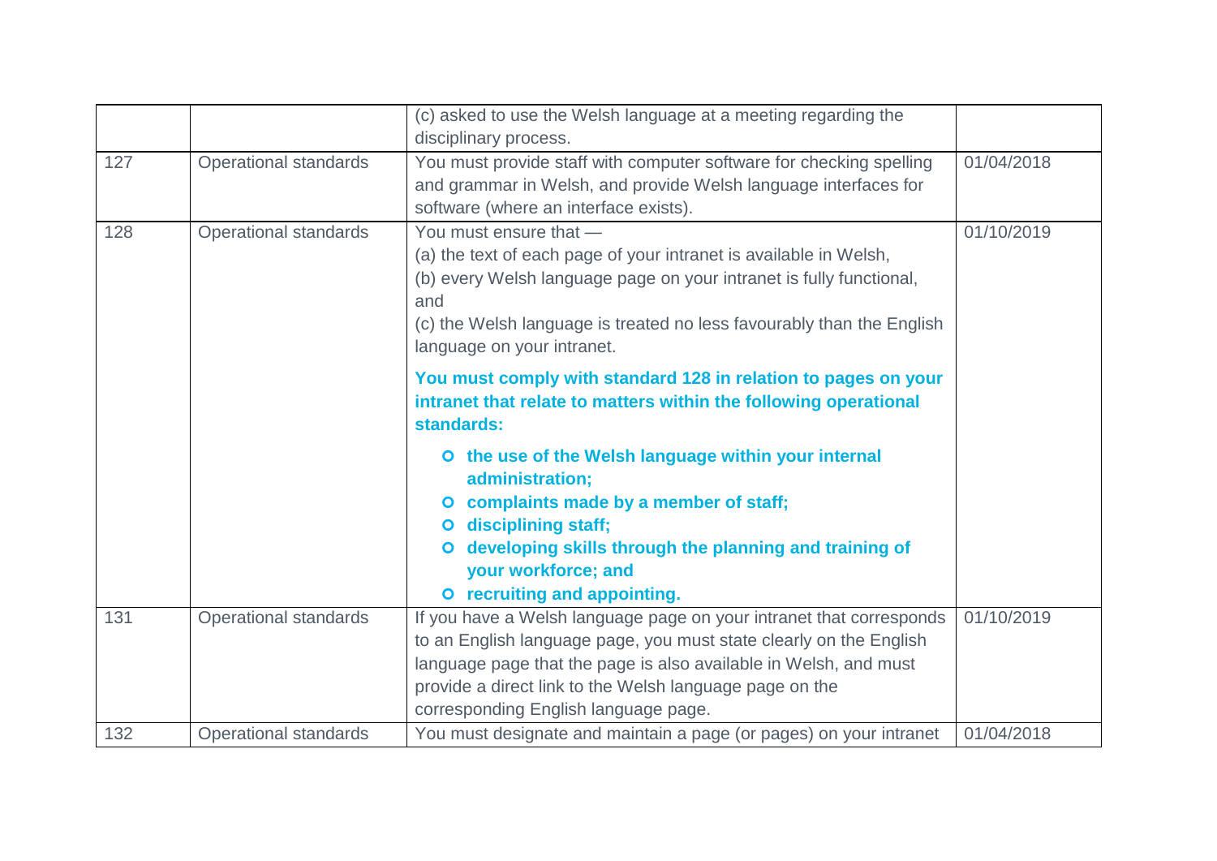| | | | |
|---|---|---|---|
| | | (c) asked to use the Welsh language at a meeting regarding the disciplinary process. | |
| 127 | Operational standards | You must provide staff with computer software for checking spelling and grammar in Welsh, and provide Welsh language interfaces for software (where an interface exists). | 01/04/2018 |
| 128 | Operational standards | You must ensure that —<br>(a) the text of each page of your intranet is available in Welsh,<br>(b) every Welsh language page on your intranet is fully functional, and<br>(c) the Welsh language is treated no less favourably than the English language on your intranet.<br><br>**You must comply with standard 128 in relation to pages on your intranet that relate to matters within the following operational standards:**<br>- **the use of the Welsh language within your internal administration;**<br>- **complaints made by a member of staff;**<br>- **disciplining staff;**<br>- **developing skills through the planning and training of your workforce; and**<br>- **recruiting and appointing.** | 01/10/2019 |
| 131 | Operational standards | If you have a Welsh language page on your intranet that corresponds to an English language page, you must state clearly on the English language page that the page is also available in Welsh, and must provide a direct link to the Welsh language page on the corresponding English language page. | 01/10/2019 |
| 132 | Operational standards | You must designate and maintain a page (or pages) on your intranet | 01/04/2018 |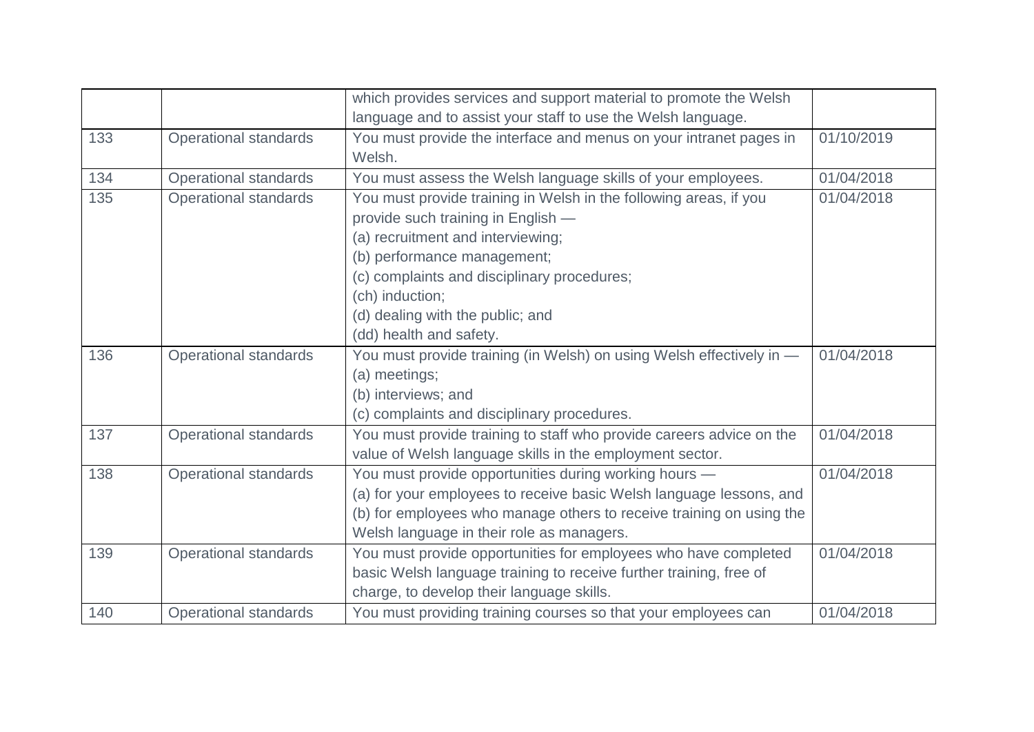| | | | |
|---|---|---|---|
| | | which provides services and support material to promote the Welsh language and to assist your staff to use the Welsh language. | |
| 133 | Operational standards | You must provide the interface and menus on your intranet pages in Welsh. | 01/10/2019 |
| 134 | Operational standards | You must assess the Welsh language skills of your employees. | 01/04/2018 |
| 135 | Operational standards | You must provide training in Welsh in the following areas, if you provide such training in English —<br>(a) recruitment and interviewing;<br>(b) performance management;<br>(c) complaints and disciplinary procedures;<br>(ch) induction;<br>(d) dealing with the public; and<br>(dd) health and safety. | 01/04/2018 |
| 136 | Operational standards | You must provide training (in Welsh) on using Welsh effectively in —<br>(a) meetings;<br>(b) interviews; and<br>(c) complaints and disciplinary procedures. | 01/04/2018 |
| 137 | Operational standards | You must provide training to staff who provide careers advice on the value of Welsh language skills in the employment sector. | 01/04/2018 |
| 138 | Operational standards | You must provide opportunities during working hours —<br>(a) for your employees to receive basic Welsh language lessons, and<br>(b) for employees who manage others to receive training on using the Welsh language in their role as managers. | 01/04/2018 |
| 139 | Operational standards | You must provide opportunities for employees who have completed basic Welsh language training to receive further training, free of charge, to develop their language skills. | 01/04/2018 |
| 140 | Operational standards | You must providing training courses so that your employees can | 01/04/2018 |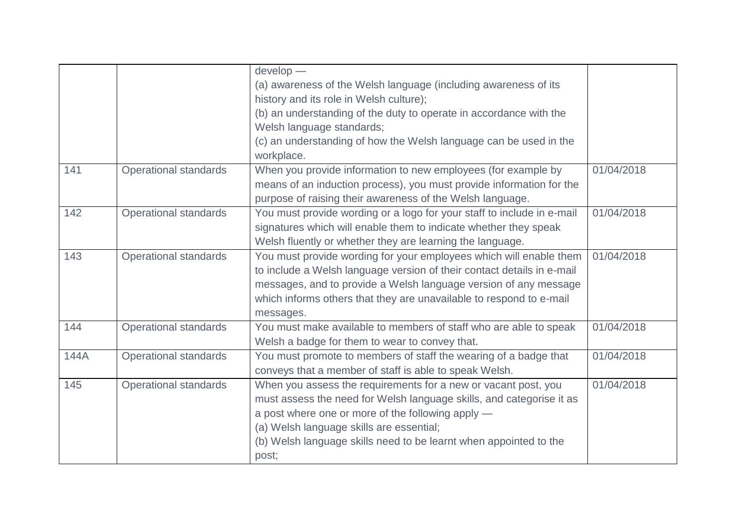| | | | |
|---|---|---|---|
| | | develop —<br>(a) awareness of the Welsh language (including awareness of its history and its role in Welsh culture);<br>(b) an understanding of the duty to operate in accordance with the Welsh language standards;<br>(c) an understanding of how the Welsh language can be used in the workplace. | |
| 141 | Operational standards | When you provide information to new employees (for example by means of an induction process), you must provide information for the purpose of raising their awareness of the Welsh language. | 01/04/2018 |
| 142 | Operational standards | You must provide wording or a logo for your staff to include in e-mail signatures which will enable them to indicate whether they speak Welsh fluently or whether they are learning the language. | 01/04/2018 |
| 143 | Operational standards | You must provide wording for your employees which will enable them to include a Welsh language version of their contact details in e-mail messages, and to provide a Welsh language version of any message which informs others that they are unavailable to respond to e-mail messages. | 01/04/2018 |
| 144 | Operational standards | You must make available to members of staff who are able to speak Welsh a badge for them to wear to convey that. | 01/04/2018 |
| 144A | Operational standards | You must promote to members of staff the wearing of a badge that conveys that a member of staff is able to speak Welsh. | 01/04/2018 |
| 145 | Operational standards | When you assess the requirements for a new or vacant post, you must assess the need for Welsh language skills, and categorise it as a post where one or more of the following apply —<br>(a) Welsh language skills are essential;<br>(b) Welsh language skills need to be learnt when appointed to the post; | 01/04/2018 |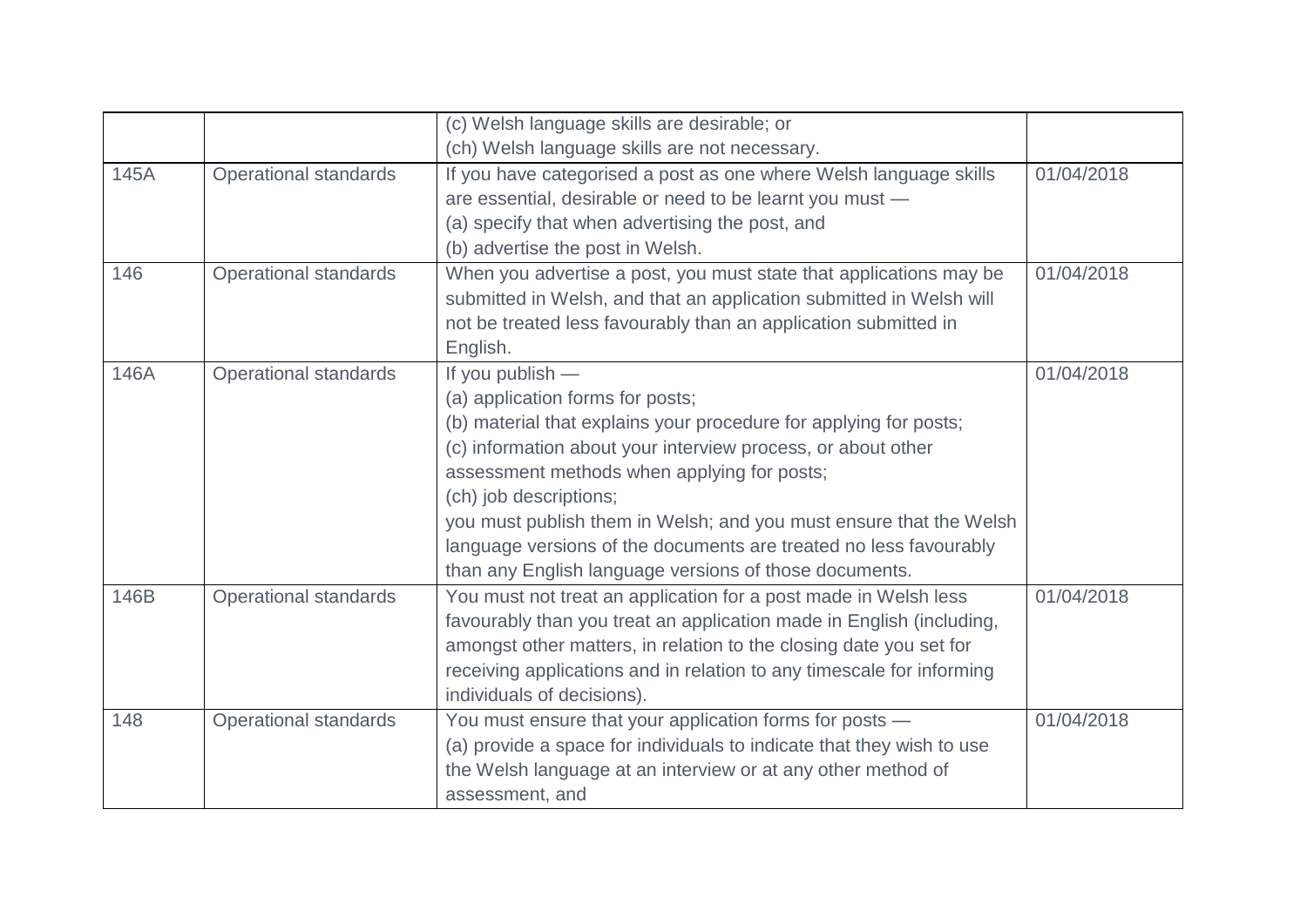| | | | |
|---|---|---|---|
| | | (c) Welsh language skills are desirable; or<br>(ch) Welsh language skills are not necessary. | |
| 145A | Operational standards | If you have categorised a post as one where Welsh language skills are essential, desirable or need to be learnt you must —<br>(a) specify that when advertising the post, and<br>(b) advertise the post in Welsh. | 01/04/2018 |
| 146 | Operational standards | When you advertise a post, you must state that applications may be submitted in Welsh, and that an application submitted in Welsh will not be treated less favourably than an application submitted in English. | 01/04/2018 |
| 146A | Operational standards | If you publish —<br>(a) application forms for posts;<br>(b) material that explains your procedure for applying for posts;<br>(c) information about your interview process, or about other assessment methods when applying for posts;<br>(ch) job descriptions;<br>you must publish them in Welsh; and you must ensure that the Welsh language versions of the documents are treated no less favourably than any English language versions of those documents. | 01/04/2018 |
| 146B | Operational standards | You must not treat an application for a post made in Welsh less favourably than you treat an application made in English (including, amongst other matters, in relation to the closing date you set for receiving applications and in relation to any timescale for informing individuals of decisions). | 01/04/2018 |
| 148 | Operational standards | You must ensure that your application forms for posts —<br>(a) provide a space for individuals to indicate that they wish to use the Welsh language at an interview or at any other method of assessment, and | 01/04/2018 |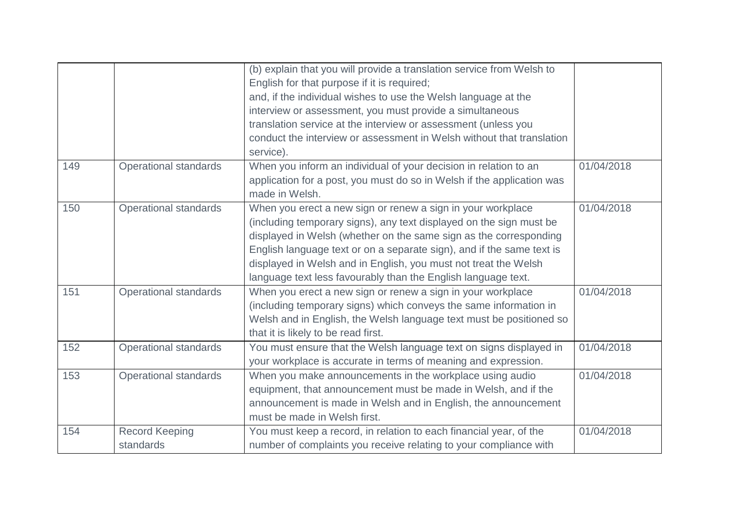| | | | |
|---|---|---|---|
| | | (b) explain that you will provide a translation service from Welsh to English for that purpose if it is required;<br>and, if the individual wishes to use the Welsh language at the interview or assessment, you must provide a simultaneous translation service at the interview or assessment (unless you conduct the interview or assessment in Welsh without that translation service). | |
| 149 | Operational standards | When you inform an individual of your decision in relation to an application for a post, you must do so in Welsh if the application was made in Welsh. | 01/04/2018 |
| 150 | Operational standards | When you erect a new sign or renew a sign in your workplace (including temporary signs), any text displayed on the sign must be displayed in Welsh (whether on the same sign as the corresponding English language text or on a separate sign), and if the same text is displayed in Welsh and in English, you must not treat the Welsh language text less favourably than the English language text. | 01/04/2018 |
| 151 | Operational standards | When you erect a new sign or renew a sign in your workplace (including temporary signs) which conveys the same information in Welsh and in English, the Welsh language text must be positioned so that it is likely to be read first. | 01/04/2018 |
| 152 | Operational standards | You must ensure that the Welsh language text on signs displayed in your workplace is accurate in terms of meaning and expression. | 01/04/2018 |
| 153 | Operational standards | When you make announcements in the workplace using audio equipment, that announcement must be made in Welsh, and if the announcement is made in Welsh and in English, the announcement must be made in Welsh first. | 01/04/2018 |
| 154 | Record Keeping standards | You must keep a record, in relation to each financial year, of the number of complaints you receive relating to your compliance with | 01/04/2018 |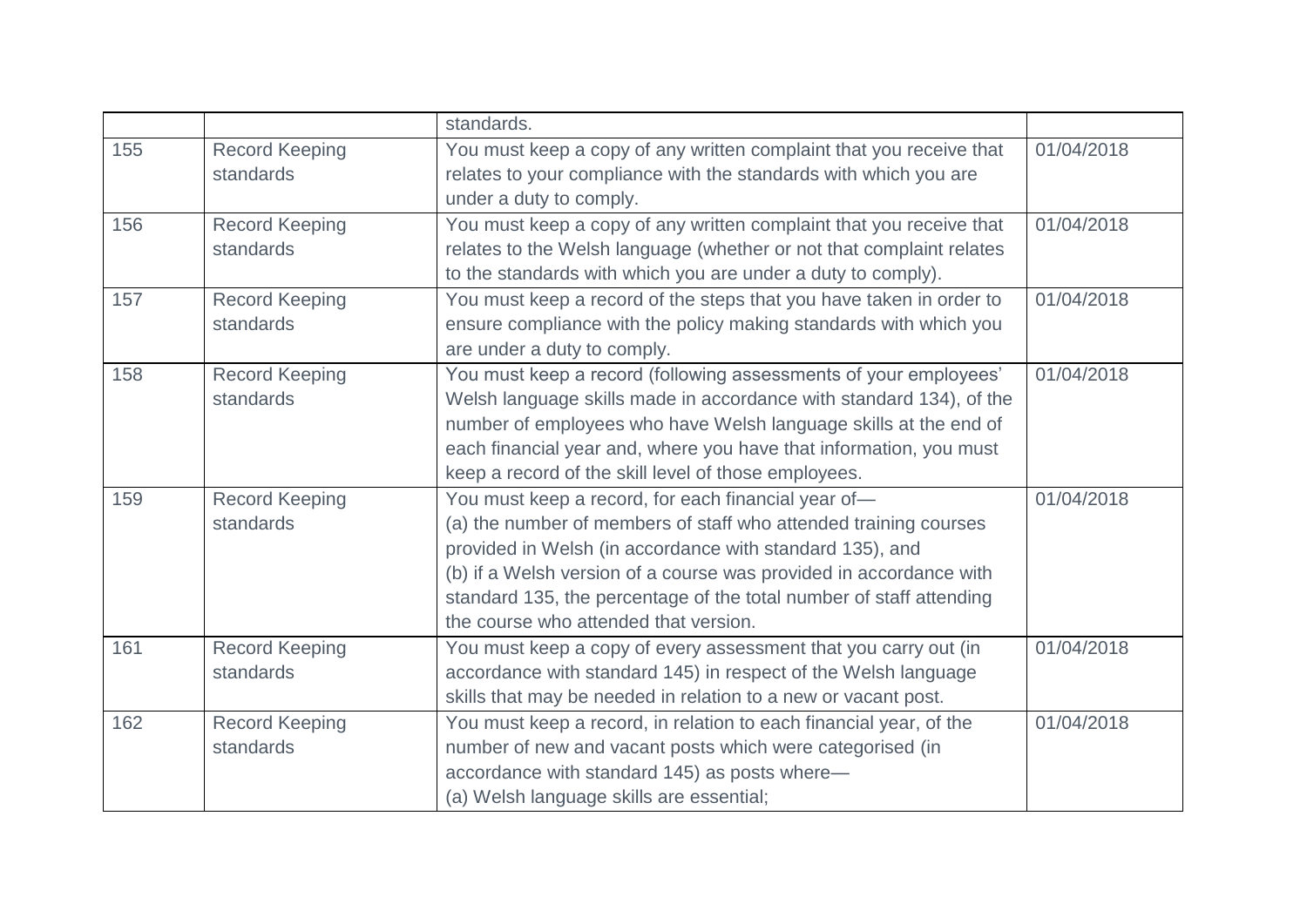| | | standards. | |
|---|---|---|---|
| 155 | Record Keeping standards | You must keep a copy of any written complaint that you receive that relates to your compliance with the standards with which you are under a duty to comply. | 01/04/2018 |
| 156 | Record Keeping standards | You must keep a copy of any written complaint that you receive that relates to the Welsh language (whether or not that complaint relates to the standards with which you are under a duty to comply). | 01/04/2018 |
| 157 | Record Keeping standards | You must keep a record of the steps that you have taken in order to ensure compliance with the policy making standards with which you are under a duty to comply. | 01/04/2018 |
| 158 | Record Keeping standards | You must keep a record (following assessments of your employees' Welsh language skills made in accordance with standard 134), of the number of employees who have Welsh language skills at the end of each financial year and, where you have that information, you must keep a record of the skill level of those employees. | 01/04/2018 |
| 159 | Record Keeping standards | You must keep a record, for each financial year of—<br>(a) the number of members of staff who attended training courses provided in Welsh (in accordance with standard 135), and<br>(b) if a Welsh version of a course was provided in accordance with standard 135, the percentage of the total number of staff attending the course who attended that version. | 01/04/2018 |
| 161 | Record Keeping standards | You must keep a copy of every assessment that you carry out (in accordance with standard 145) in respect of the Welsh language skills that may be needed in relation to a new or vacant post. | 01/04/2018 |
| 162 | Record Keeping standards | You must keep a record, in relation to each financial year, of the number of new and vacant posts which were categorised (in accordance with standard 145) as posts where—<br>(a) Welsh language skills are essential; | 01/04/2018 |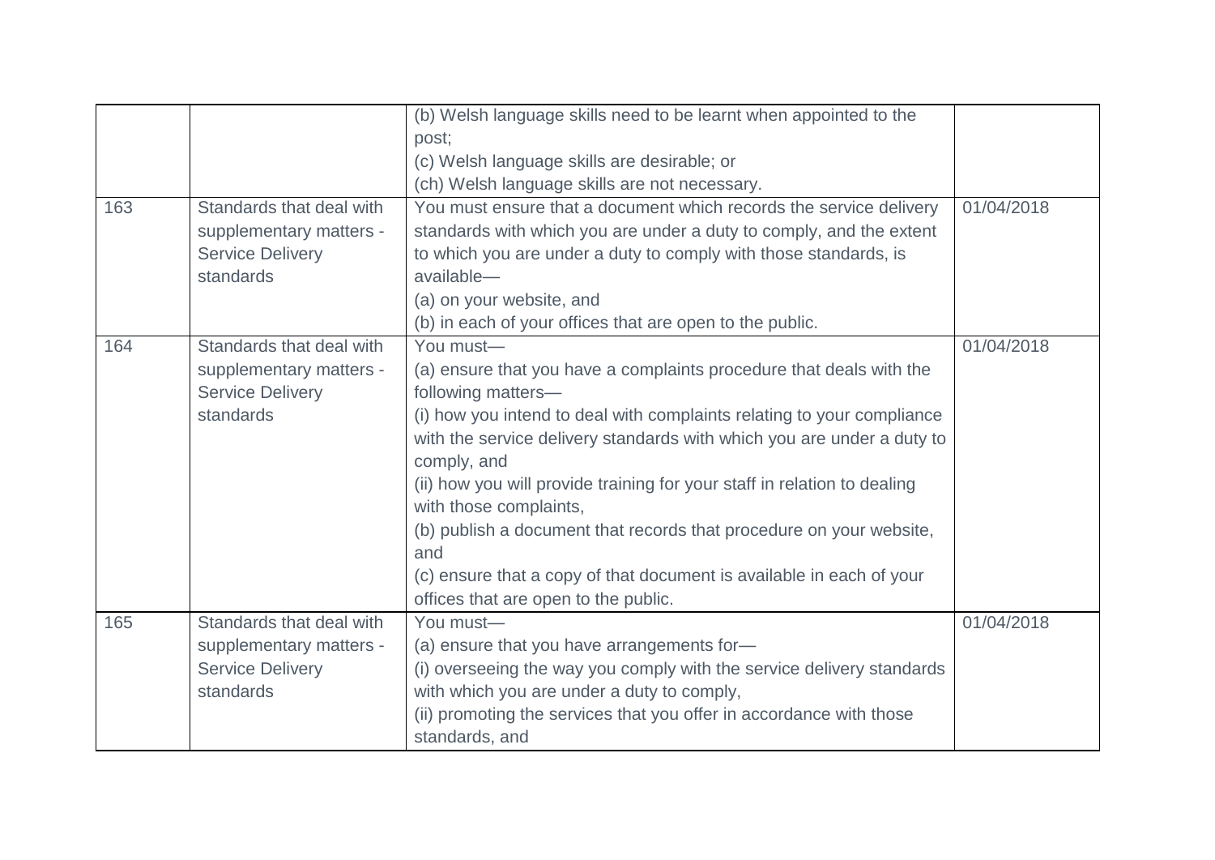| | | | |
|---|---|---|---|
| | | (b) Welsh language skills need to be learnt when appointed to the post;<br>(c) Welsh language skills are desirable; or<br>(ch) Welsh language skills are not necessary. | |
| 163 | Standards that deal with supplementary matters - Service Delivery standards | You must ensure that a document which records the service delivery standards with which you are under a duty to comply, and the extent to which you are under a duty to comply with those standards, is available—<br>(a) on your website, and<br>(b) in each of your offices that are open to the public. | 01/04/2018 |
| 164 | Standards that deal with supplementary matters - Service Delivery standards | You must—<br>(a) ensure that you have a complaints procedure that deals with the following matters—<br>(i) how you intend to deal with complaints relating to your compliance with the service delivery standards with which you are under a duty to comply, and<br>(ii) how you will provide training for your staff in relation to dealing with those complaints,<br>(b) publish a document that records that procedure on your website, and<br>(c) ensure that a copy of that document is available in each of your offices that are open to the public. | 01/04/2018 |
| 165 | Standards that deal with supplementary matters - Service Delivery standards | You must—<br>(a) ensure that you have arrangements for—<br>(i) overseeing the way you comply with the service delivery standards with which you are under a duty to comply,<br>(ii) promoting the services that you offer in accordance with those standards, and | 01/04/2018 |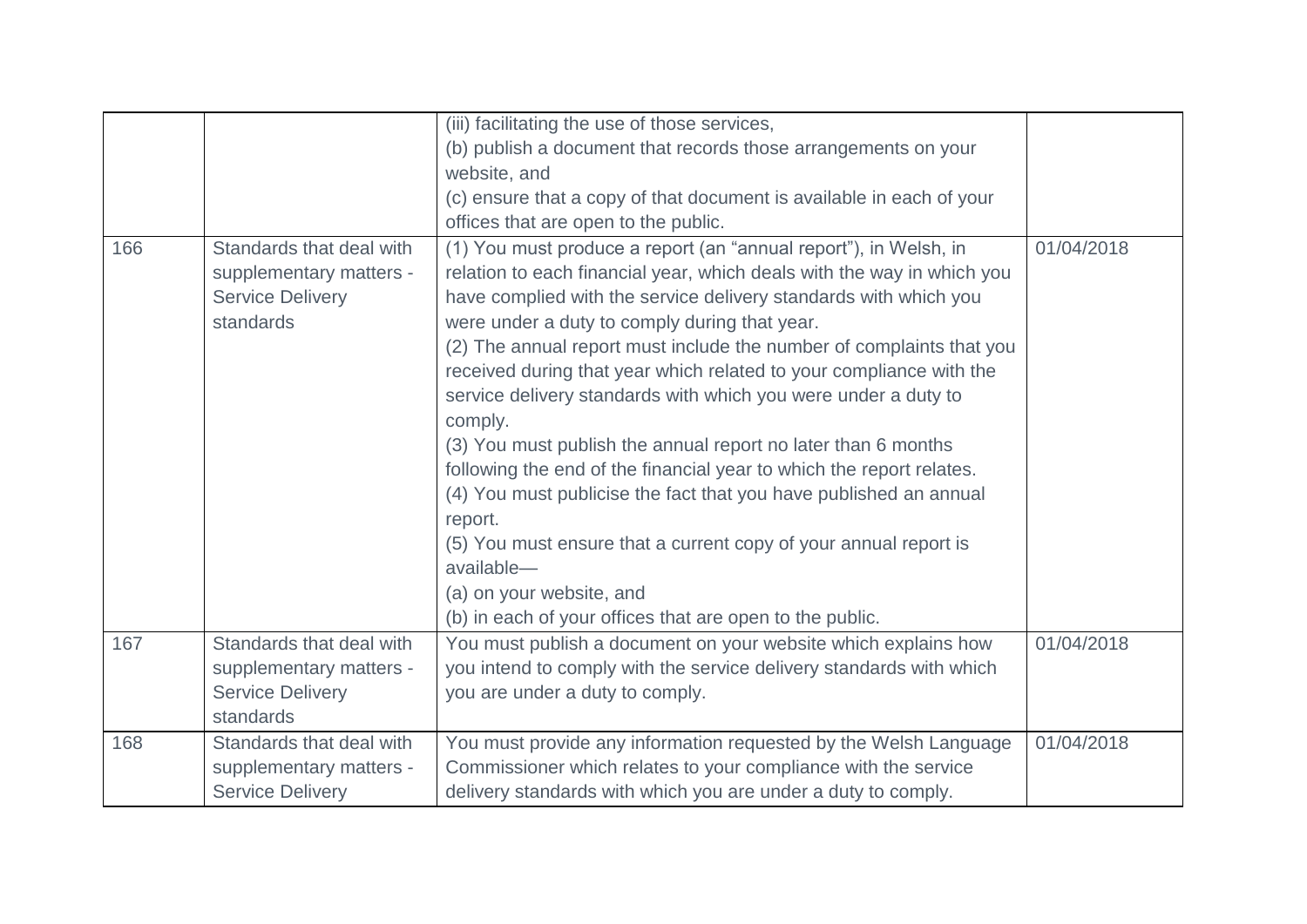| | | | |
|---|---|---|---|
| | | (iii) facilitating the use of those services,<br>(b) publish a document that records those arrangements on your website, and<br>(c) ensure that a copy of that document is available in each of your offices that are open to the public. | |
| 166 | Standards that deal with supplementary matters - Service Delivery standards | (1) You must produce a report (an "annual report"), in Welsh, in relation to each financial year, which deals with the way in which you have complied with the service delivery standards with which you were under a duty to comply during that year.<br>(2) The annual report must include the number of complaints that you received during that year which related to your compliance with the service delivery standards with which you were under a duty to comply.<br>(3) You must publish the annual report no later than 6 months following the end of the financial year to which the report relates.<br>(4) You must publicise the fact that you have published an annual report.<br>(5) You must ensure that a current copy of your annual report is available—<br>(a) on your website, and<br>(b) in each of your offices that are open to the public. | 01/04/2018 |
| 167 | Standards that deal with supplementary matters - Service Delivery standards | You must publish a document on your website which explains how you intend to comply with the service delivery standards with which you are under a duty to comply. | 01/04/2018 |
| 168 | Standards that deal with supplementary matters - Service Delivery | You must provide any information requested by the Welsh Language Commissioner which relates to your compliance with the service delivery standards with which you are under a duty to comply. | 01/04/2018 |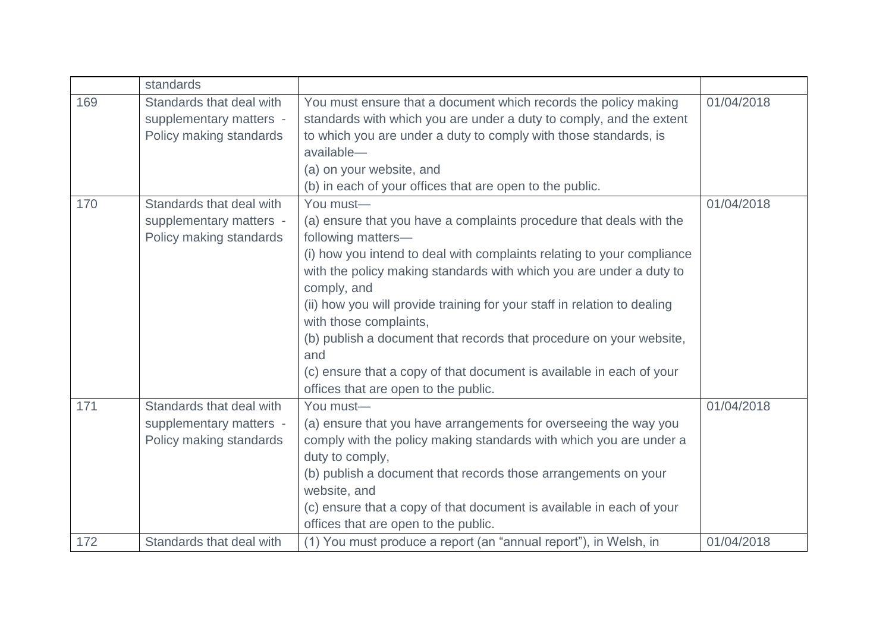|  | standards |  |  |
|---|---|---|---|
| 169 | Standards that deal with supplementary matters - Policy making standards | You must ensure that a document which records the policy making standards with which you are under a duty to comply, and the extent to which you are under a duty to comply with those standards, is available—<br>(a) on your website, and<br>(b) in each of your offices that are open to the public. | 01/04/2018 |
| 170 | Standards that deal with supplementary matters - Policy making standards | You must—<br>(a) ensure that you have a complaints procedure that deals with the following matters—<br>(i) how you intend to deal with complaints relating to your compliance with the policy making standards with which you are under a duty to comply, and<br>(ii) how you will provide training for your staff in relation to dealing with those complaints,<br>(b) publish a document that records that procedure on your website, and<br>(c) ensure that a copy of that document is available in each of your offices that are open to the public. | 01/04/2018 |
| 171 | Standards that deal with supplementary matters - Policy making standards | You must—<br>(a) ensure that you have arrangements for overseeing the way you comply with the policy making standards with which you are under a duty to comply,<br>(b) publish a document that records those arrangements on your website, and<br>(c) ensure that a copy of that document is available in each of your offices that are open to the public. | 01/04/2018 |
| 172 | Standards that deal with | (1) You must produce a report (an "annual report"), in Welsh, in | 01/04/2018 |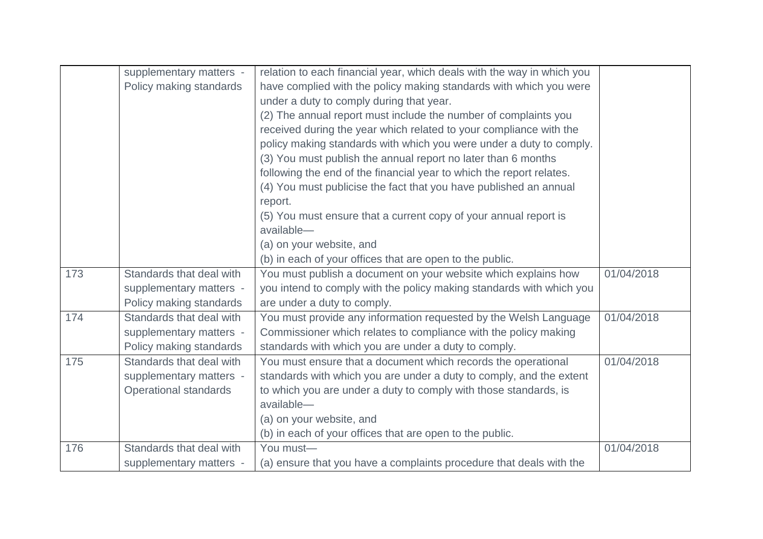| | | | |
|---|---|---|---|
| | supplementary matters - Policy making standards | relation to each financial year, which deals with the way in which you have complied with the policy making standards with which you were under a duty to comply during that year.<br>(2) The annual report must include the number of complaints you received during the year which related to your compliance with the policy making standards with which you were under a duty to comply.<br>(3) You must publish the annual report no later than 6 months following the end of the financial year to which the report relates.<br>(4) You must publicise the fact that you have published an annual report.<br>(5) You must ensure that a current copy of your annual report is available—<br>(a) on your website, and<br>(b) in each of your offices that are open to the public. | |
| 173 | Standards that deal with supplementary matters - Policy making standards | You must publish a document on your website which explains how you intend to comply with the policy making standards with which you are under a duty to comply. | 01/04/2018 |
| 174 | Standards that deal with supplementary matters - Policy making standards | You must provide any information requested by the Welsh Language Commissioner which relates to compliance with the policy making standards with which you are under a duty to comply. | 01/04/2018 |
| 175 | Standards that deal with supplementary matters - Operational standards | You must ensure that a document which records the operational standards with which you are under a duty to comply, and the extent to which you are under a duty to comply with those standards, is available—<br>(a) on your website, and<br>(b) in each of your offices that are open to the public. | 01/04/2018 |
| 176 | Standards that deal with supplementary matters - | You must—<br>(a) ensure that you have a complaints procedure that deals with the | 01/04/2018 |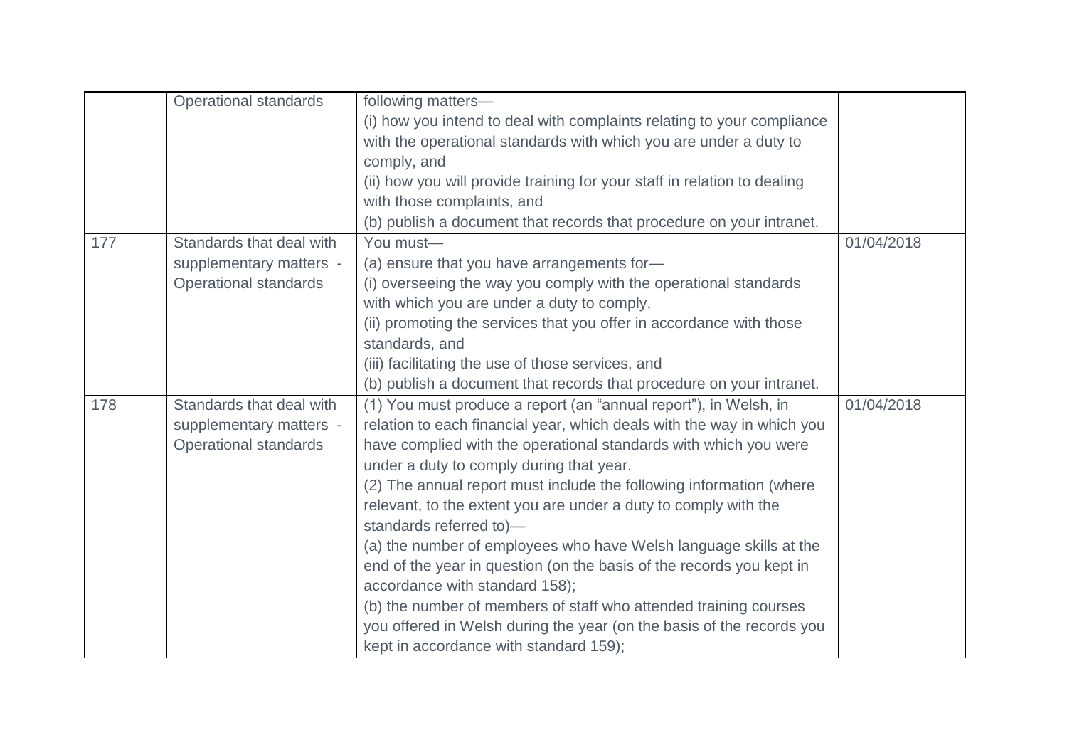| | | | |
|---|---|---|---|
| | Operational standards | following matters—<br>(i) how you intend to deal with complaints relating to your compliance with the operational standards with which you are under a duty to comply, and<br>(ii) how you will provide training for your staff in relation to dealing with those complaints, and<br>(b) publish a document that records that procedure on your intranet. | |
| 177 | Standards that deal with supplementary matters - Operational standards | You must—<br>(a) ensure that you have arrangements for—<br>(i) overseeing the way you comply with the operational standards with which you are under a duty to comply,<br>(ii) promoting the services that you offer in accordance with those standards, and<br>(iii) facilitating the use of those services, and<br>(b) publish a document that records that procedure on your intranet. | 01/04/2018 |
| 178 | Standards that deal with supplementary matters - Operational standards | (1) You must produce a report (an "annual report"), in Welsh, in relation to each financial year, which deals with the way in which you have complied with the operational standards with which you were under a duty to comply during that year.<br>(2) The annual report must include the following information (where relevant, to the extent you are under a duty to comply with the standards referred to)—<br>(a) the number of employees who have Welsh language skills at the end of the year in question (on the basis of the records you kept in accordance with standard 158);<br>(b) the number of members of staff who attended training courses you offered in Welsh during the year (on the basis of the records you kept in accordance with standard 159); | 01/04/2018 |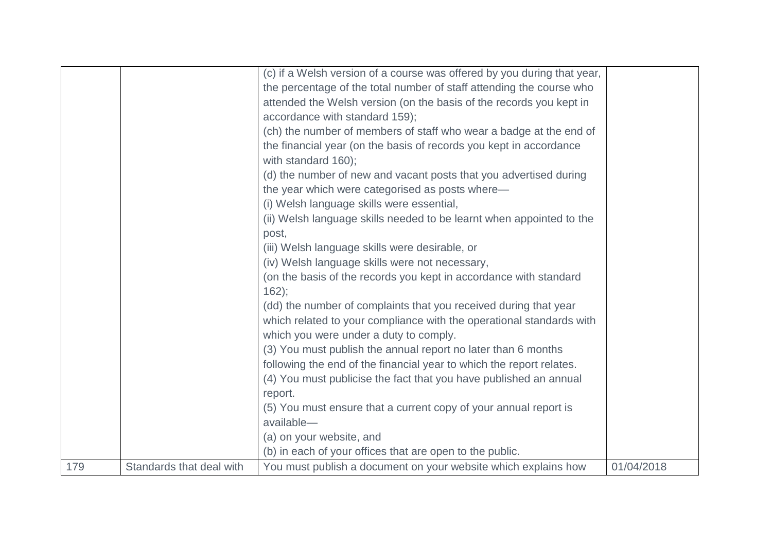| | | | |
|---|---|---|---|
| | | (c) if a Welsh version of a course was offered by you during that year, the percentage of the total number of staff attending the course who attended the Welsh version (on the basis of the records you kept in accordance with standard 159);<br>(ch) the number of members of staff who wear a badge at the end of the financial year (on the basis of records you kept in accordance with standard 160);<br>(d) the number of new and vacant posts that you advertised during the year which were categorised as posts where—<br>(i) Welsh language skills were essential,<br>(ii) Welsh language skills needed to be learnt when appointed to the post,<br>(iii) Welsh language skills were desirable, or<br>(iv) Welsh language skills were not necessary,<br>(on the basis of the records you kept in accordance with standard 162);<br>(dd) the number of complaints that you received during that year which related to your compliance with the operational standards with which you were under a duty to comply.<br>(3) You must publish the annual report no later than 6 months following the end of the financial year to which the report relates.<br>(4) You must publicise the fact that you have published an annual report.<br>(5) You must ensure that a current copy of your annual report is available—<br>(a) on your website, and<br>(b) in each of your offices that are open to the public. | |
| 179 | Standards that deal with | You must publish a document on your website which explains how | 01/04/2018 |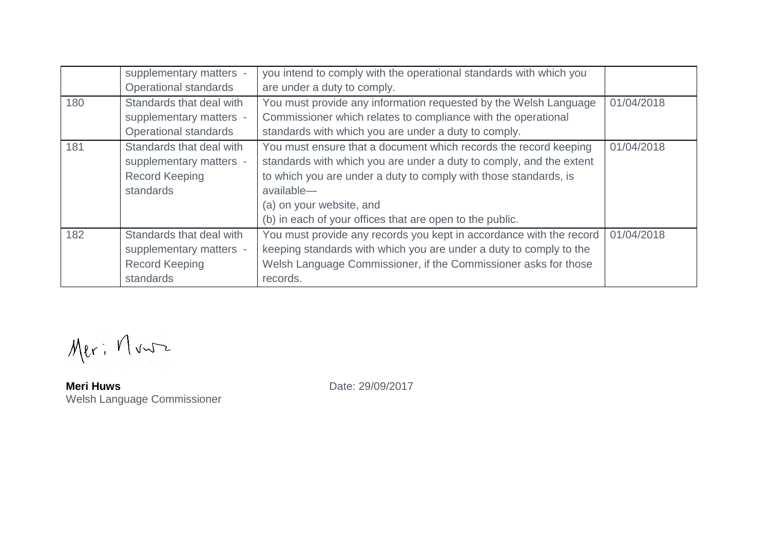| | | | |
|---|---|---|---|
| | supplementary matters - Operational standards | you intend to comply with the operational standards with which you are under a duty to comply. | |
| 180 | Standards that deal with supplementary matters - Operational standards | You must provide any information requested by the Welsh Language Commissioner which relates to compliance with the operational standards with which you are under a duty to comply. | 01/04/2018 |
| 181 | Standards that deal with supplementary matters - Record Keeping standards | You must ensure that a document which records the record keeping standards with which you are under a duty to comply, and the extent to which you are under a duty to comply with those standards, is available—<br>(a) on your website, and<br>(b) in each of your offices that are open to the public. | 01/04/2018 |
| 182 | Standards that deal with supplementary matters - Record Keeping standards | You must provide any records you kept in accordance with the record keeping standards with which you are under a duty to comply to the Welsh Language Commissioner, if the Commissioner asks for those records. | 01/04/2018 |

**Meri Huws**
Welsh Language Commissioner

Date: 29/09/2017